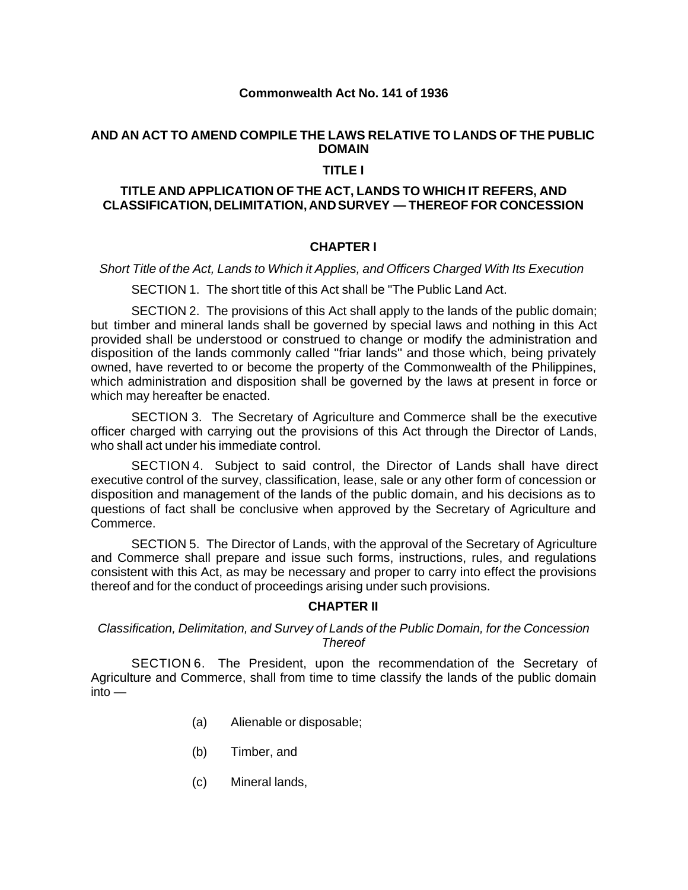# Commonwealth Act No. 141 of 1936

## AND AN ACT TO AMEND COMPILE THE LAWS RELATIVE TO LANDS OF THE PUBLIC DOMAIN

## TITLE I

## TITLE AND APPLICATION OF THE ACT, LANDS TO WHICH IT REFERS, AND CLASSIFICATION, DELIMITATION, AND SURVEY — THEREOF FOR CONCESSION

### CHAPTER I

*Short Title of the Act, Lands to Which it Applies, and Officers Charged With Its Execution*

SECTION 1. The short title of this Act shall be "The Public Land Act.

SECTION 2. The provisions of this Act shall apply to the lands of the public domain; but timber and mineral lands shall be governed by special laws and nothing in this Act provided shall be understood or construed to change or modify the administration and disposition of the lands commonly called "friar lands" and those which, being privately owned, have reverted to or become the property of the Commonwealth of the Philippines, which administration and disposition shall be governed by the laws at present in force or which may hereafter be enacted.

SECTION 3. The Secretary of Agriculture and Commerce shall be the executive officer charged with carrying out the provisions of this Act through the Director of Lands, who shall act under his immediate control.

SECTION 4. Subject to said control, the Director of Lands shall have direct executive control of the survey, classification, lease, sale or any other form of concession or disposition and management of the lands of the public domain, and his decisions as to questions of fact shall be conclusive when approved by the Secretary of Agriculture and Commerce.

SECTION 5. The Director of Lands, with the approval of the Secretary of Agriculture and Commerce shall prepare and issue such forms, instructions, rules, and regulations consistent with this Act, as may be necessary and proper to carry into effect the provisions thereof and for the conduct of proceedings arising under such provisions.

### CHAPTER II

*Classification, Delimitation, and Survey of Lands of the Public Domain, for the Concession Thereof*

SECTION 6. The President, upon the recommendation of the Secretary of Agriculture and Commerce, shall from time to time classify the lands of the public domain into —

(a) Alienable or disposable;

(b) Timber, and

(c) Mineral lands,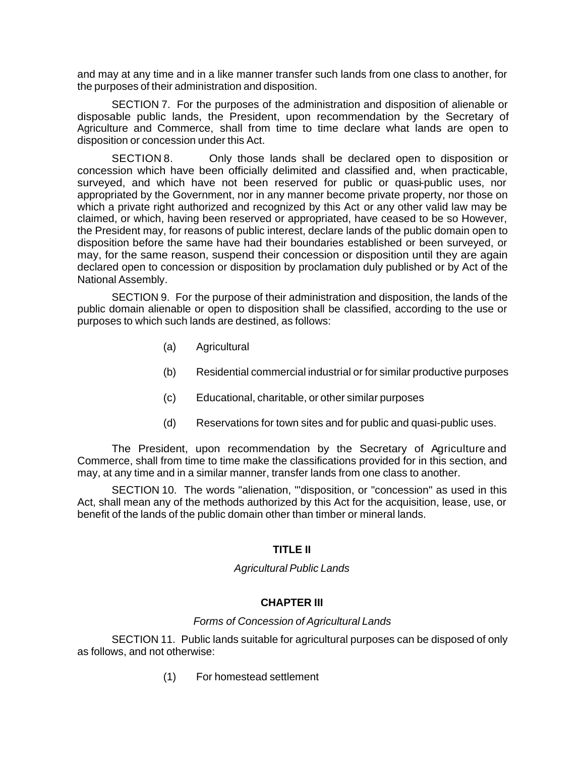and may at any time and in a like manner transfer such lands from one class to another, for the purposes of their administration and disposition.

SECTION 7. For the purposes of the administration and disposition of alienable or disposable public lands, the President, upon recommendation by the Secretary of Agriculture and Commerce, shall from time to time declare what lands are open to disposition or concession under this Act.

SECTION 8. Only those lands shall be declared open to disposition or concession which have been officially delimited and classified and, when practicable, surveyed, and which have not been reserved for public or quasi-public uses, nor appropriated by the Government, nor in any manner become private property, nor those on which a private right authorized and recognized by this Act or any other valid law may be claimed, or which, having been reserved or appropriated, have ceased to be so However, the President may, for reasons of public interest, declare lands of the public domain open to disposition before the same have had their boundaries established or been surveyed, or may, for the same reason, suspend their concession or disposition until they are again declared open to concession or disposition by proclamation duly published or by Act of the National Assembly.

SECTION 9. For the purpose of their administration and disposition, the lands of the public domain alienable or open to disposition shall be classified, according to the use or purposes to which such lands are destined, as follows:

(a) Agricultural

(b) Residential commercial industrial or for similar productive purposes

(c) Educational, charitable, or other similar purposes

(d) Reservations for town sites and for public and quasi-public uses.

The President, upon recommendation by the Secretary of Agriculture and Commerce, shall from time to time make the classifications provided for in this section, and may, at any time and in a similar manner, transfer lands from one class to another.

SECTION 10. The words "alienation, "'disposition, or "concession" as used in this Act, shall mean any of the methods authorized by this Act for the acquisition, lease, use, or benefit of the lands of the public domain other than timber or mineral lands.

## TITLE II

*Agricultural Public Lands*

## CHAPTER III

*Forms of Concession of Agricultural Lands*

SECTION 11. Public lands suitable for agricultural purposes can be disposed of only as follows, and not otherwise:

(1) For homestead settlement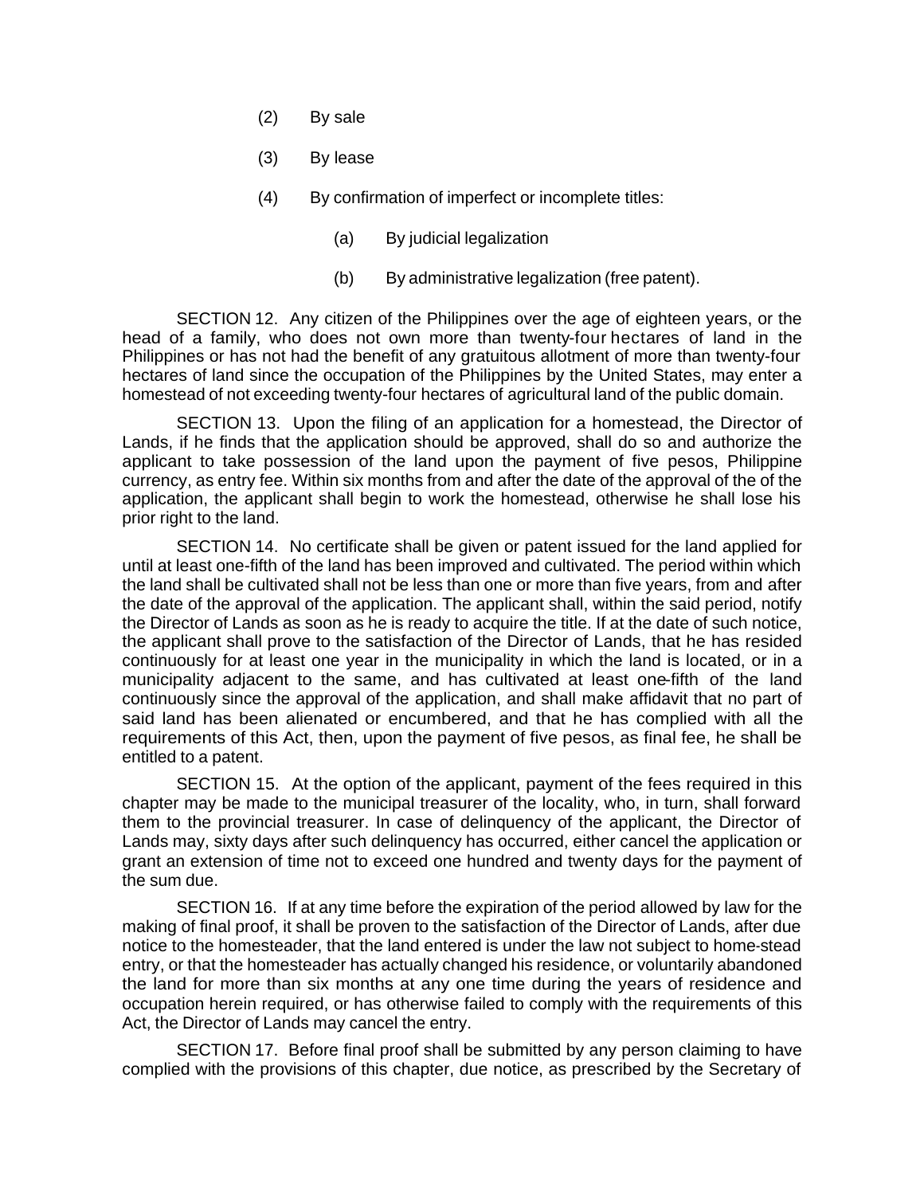(2) By sale

(3) By lease

(4) By confirmation of imperfect or incomplete titles:

 (a) By judicial legalization

 (b) By administrative legalization (free patent).

SECTION 12. Any citizen of the Philippines over the age of eighteen years, or the head of a family, who does not own more than twenty-four hectares of land in the Philippines or has not had the benefit of any gratuitous allotment of more than twenty-four hectares of land since the occupation of the Philippines by the United States, may enter a homestead of not exceeding twenty-four hectares of agricultural land of the public domain.

SECTION 13. Upon the filing of an application for a homestead, the Director of Lands, if he finds that the application should be approved, shall do so and authorize the applicant to take possession of the land upon the payment of five pesos, Philippine currency, as entry fee. Within six months from and after the date of the approval of the of the application, the applicant shall begin to work the homestead, otherwise he shall lose his prior right to the land.

SECTION 14. No certificate shall be given or patent issued for the land applied for until at least one-fifth of the land has been improved and cultivated. The period within which the land shall be cultivated shall not be less than one or more than five years, from and after the date of the approval of the application. The applicant shall, within the said period, notify the Director of Lands as soon as he is ready to acquire the title. If at the date of such notice, the applicant shall prove to the satisfaction of the Director of Lands, that he has resided continuously for at least one year in the municipality in which the land is located, or in a municipality adjacent to the same, and has cultivated at least one-fifth of the land continuously since the approval of the application, and shall make affidavit that no part of said land has been alienated or encumbered, and that he has complied with all the requirements of this Act, then, upon the payment of five pesos, as final fee, he shall be entitled to a patent.

SECTION 15. At the option of the applicant, payment of the fees required in this chapter may be made to the municipal treasurer of the locality, who, in turn, shall forward them to the provincial treasurer. In case of delinquency of the applicant, the Director of Lands may, sixty days after such delinquency has occurred, either cancel the application or grant an extension of time not to exceed one hundred and twenty days for the payment of the sum due.

SECTION 16. If at any time before the expiration of the period allowed by law for the making of final proof, it shall be proven to the satisfaction of the Director of Lands, after due notice to the homesteader, that the land entered is under the law not subject to home-stead entry, or that the homesteader has actually changed his residence, or voluntarily abandoned the land for more than six months at any one time during the years of residence and occupation herein required, or has otherwise failed to comply with the requirements of this Act, the Director of Lands may cancel the entry.

SECTION 17. Before final proof shall be submitted by any person claiming to have complied with the provisions of this chapter, due notice, as prescribed by the Secretary of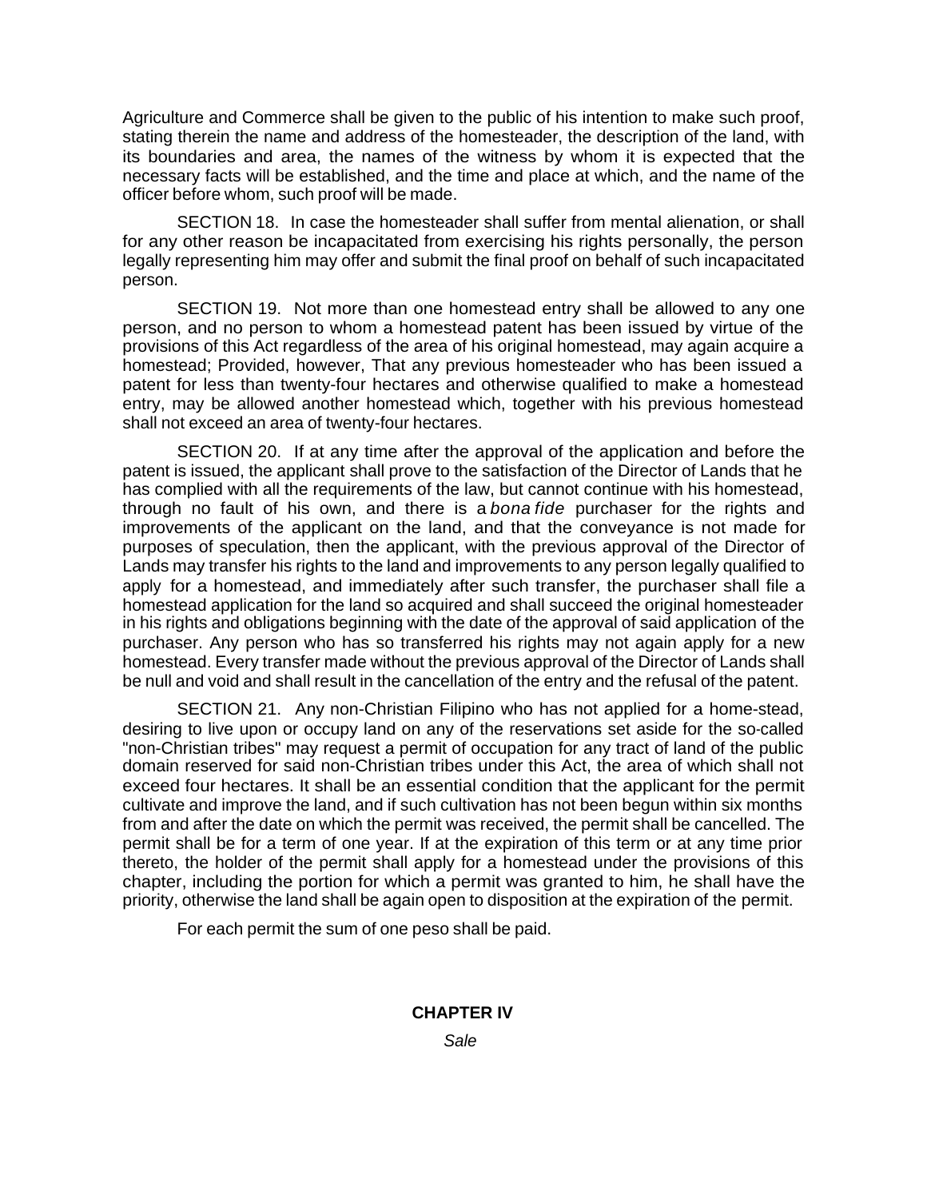Agriculture and Commerce shall be given to the public of his intention to make such proof, stating therein the name and address of the homesteader, the description of the land, with its boundaries and area, the names of the witness by whom it is expected that the necessary facts will be established, and the time and place at which, and the name of the officer before whom, such proof will be made.

SECTION 18. In case the homesteader shall suffer from mental alienation, or shall for any other reason be incapacitated from exercising his rights personally, the person legally representing him may offer and submit the final proof on behalf of such incapacitated person.

SECTION 19. Not more than one homestead entry shall be allowed to any one person, and no person to whom a homestead patent has been issued by virtue of the provisions of this Act regardless of the area of his original homestead, may again acquire a homestead; Provided, however, That any previous homesteader who has been issued a patent for less than twenty-four hectares and otherwise qualified to make a homestead entry, may be allowed another homestead which, together with his previous homestead shall not exceed an area of twenty-four hectares.

SECTION 20. If at any time after the approval of the application and before the patent is issued, the applicant shall prove to the satisfaction of the Director of Lands that he has complied with all the requirements of the law, but cannot continue with his homestead, through no fault of his own, and there is a *bona fide* purchaser for the rights and improvements of the applicant on the land, and that the conveyance is not made for purposes of speculation, then the applicant, with the previous approval of the Director of Lands may transfer his rights to the land and improvements to any person legally qualified to apply for a homestead, and immediately after such transfer, the purchaser shall file a homestead application for the land so acquired and shall succeed the original homesteader in his rights and obligations beginning with the date of the approval of said application of the purchaser. Any person who has so transferred his rights may not again apply for a new homestead. Every transfer made without the previous approval of the Director of Lands shall be null and void and shall result in the cancellation of the entry and the refusal of the patent.

SECTION 21. Any non-Christian Filipino who has not applied for a home-stead, desiring to live upon or occupy land on any of the reservations set aside for the so-called "non-Christian tribes" may request a permit of occupation for any tract of land of the public domain reserved for said non-Christian tribes under this Act, the area of which shall not exceed four hectares. It shall be an essential condition that the applicant for the permit cultivate and improve the land, and if such cultivation has not been begun within six months from and after the date on which the permit was received, the permit shall be cancelled. The permit shall be for a term of one year. If at the expiration of this term or at any time prior thereto, the holder of the permit shall apply for a homestead under the provisions of this chapter, including the portion for which a permit was granted to him, he shall have the priority, otherwise the land shall be again open to disposition at the expiration of the permit.

For each permit the sum of one peso shall be paid.

## CHAPTER IV

*Sale*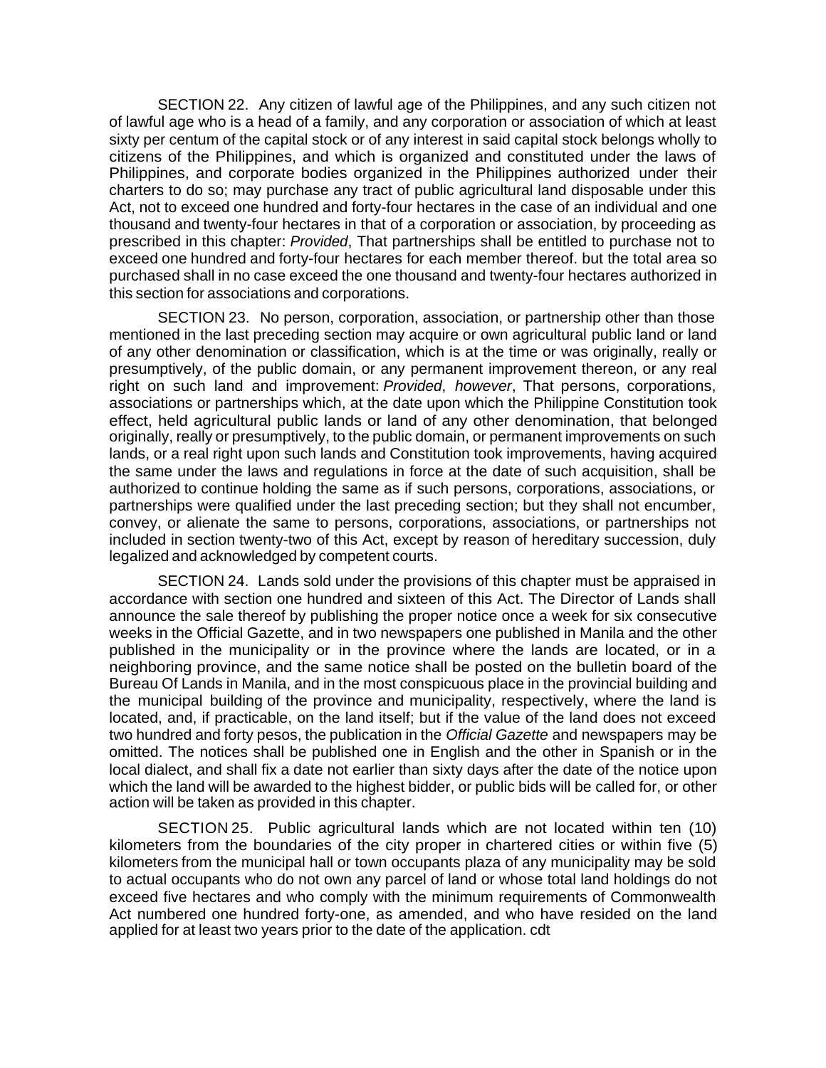SECTION 22. Any citizen of lawful age of the Philippines, and any such citizen not of lawful age who is a head of a family, and any corporation or association of which at least sixty per centum of the capital stock or of any interest in said capital stock belongs wholly to citizens of the Philippines, and which is organized and constituted under the laws of Philippines, and corporate bodies organized in the Philippines authorized under their charters to do so; may purchase any tract of public agricultural land disposable under this Act, not to exceed one hundred and forty-four hectares in the case of an individual and one thousand and twenty-four hectares in that of a corporation or association, by proceeding as prescribed in this chapter: *Provided*, That partnerships shall be entitled to purchase not to exceed one hundred and forty-four hectares for each member thereof. but the total area so purchased shall in no case exceed the one thousand and twenty-four hectares authorized in this section for associations and corporations.

SECTION 23. No person, corporation, association, or partnership other than those mentioned in the last preceding section may acquire or own agricultural public land or land of any other denomination or classification, which is at the time or was originally, really or presumptively, of the public domain, or any permanent improvement thereon, or any real right on such land and improvement: *Provided*, *however*, That persons, corporations, associations or partnerships which, at the date upon which the Philippine Constitution took effect, held agricultural public lands or land of any other denomination, that belonged originally, really or presumptively, to the public domain, or permanent improvements on such lands, or a real right upon such lands and Constitution took improvements, having acquired the same under the laws and regulations in force at the date of such acquisition, shall be authorized to continue holding the same as if such persons, corporations, associations, or partnerships were qualified under the last preceding section; but they shall not encumber, convey, or alienate the same to persons, corporations, associations, or partnerships not included in section twenty-two of this Act, except by reason of hereditary succession, duly legalized and acknowledged by competent courts.

SECTION 24. Lands sold under the provisions of this chapter must be appraised in accordance with section one hundred and sixteen of this Act. The Director of Lands shall announce the sale thereof by publishing the proper notice once a week for six consecutive weeks in the Official Gazette, and in two newspapers one published in Manila and the other published in the municipality or in the province where the lands are located, or in a neighboring province, and the same notice shall be posted on the bulletin board of the Bureau Of Lands in Manila, and in the most conspicuous place in the provincial building and the municipal building of the province and municipality, respectively, where the land is located, and, if practicable, on the land itself; but if the value of the land does not exceed two hundred and forty pesos, the publication in the *Official Gazette* and newspapers may be omitted. The notices shall be published one in English and the other in Spanish or in the local dialect, and shall fix a date not earlier than sixty days after the date of the notice upon which the land will be awarded to the highest bidder, or public bids will be called for, or other action will be taken as provided in this chapter.

SECTION 25. Public agricultural lands which are not located within ten (10) kilometers from the boundaries of the city proper in chartered cities or within five (5) kilometers from the municipal hall or town occupants plaza of any municipality may be sold to actual occupants who do not own any parcel of land or whose total land holdings do not exceed five hectares and who comply with the minimum requirements of Commonwealth Act numbered one hundred forty-one, as amended, and who have resided on the land applied for at least two years prior to the date of the application. cdt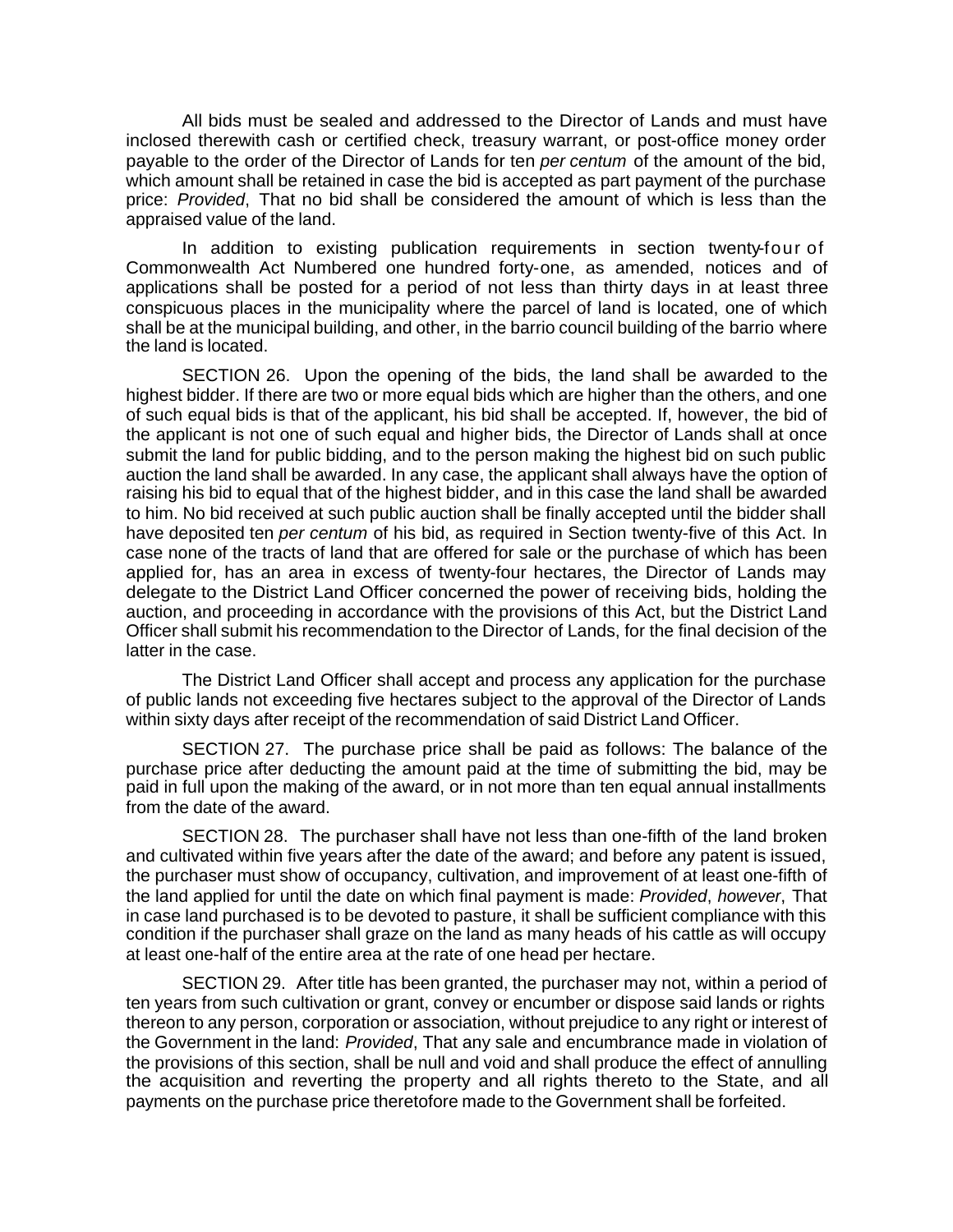All bids must be sealed and addressed to the Director of Lands and must have inclosed therewith cash or certified check, treasury warrant, or post-office money order payable to the order of the Director of Lands for ten *per centum* of the amount of the bid, which amount shall be retained in case the bid is accepted as part payment of the purchase price: *Provided*, That no bid shall be considered the amount of which is less than the appraised value of the land.

In addition to existing publication requirements in section twenty-four of Commonwealth Act Numbered one hundred forty-one, as amended, notices and of applications shall be posted for a period of not less than thirty days in at least three conspicuous places in the municipality where the parcel of land is located, one of which shall be at the municipal building, and other, in the barrio council building of the barrio where the land is located.

SECTION 26. Upon the opening of the bids, the land shall be awarded to the highest bidder. If there are two or more equal bids which are higher than the others, and one of such equal bids is that of the applicant, his bid shall be accepted. If, however, the bid of the applicant is not one of such equal and higher bids, the Director of Lands shall at once submit the land for public bidding, and to the person making the highest bid on such public auction the land shall be awarded. In any case, the applicant shall always have the option of raising his bid to equal that of the highest bidder, and in this case the land shall be awarded to him. No bid received at such public auction shall be finally accepted until the bidder shall have deposited ten *per centum* of his bid, as required in Section twenty-five of this Act. In case none of the tracts of land that are offered for sale or the purchase of which has been applied for, has an area in excess of twenty-four hectares, the Director of Lands may delegate to the District Land Officer concerned the power of receiving bids, holding the auction, and proceeding in accordance with the provisions of this Act, but the District Land Officer shall submit his recommendation to the Director of Lands, for the final decision of the latter in the case.

The District Land Officer shall accept and process any application for the purchase of public lands not exceeding five hectares subject to the approval of the Director of Lands within sixty days after receipt of the recommendation of said District Land Officer.

SECTION 27. The purchase price shall be paid as follows: The balance of the purchase price after deducting the amount paid at the time of submitting the bid, may be paid in full upon the making of the award, or in not more than ten equal annual installments from the date of the award.

SECTION 28. The purchaser shall have not less than one-fifth of the land broken and cultivated within five years after the date of the award; and before any patent is issued, the purchaser must show of occupancy, cultivation, and improvement of at least one-fifth of the land applied for until the date on which final payment is made: *Provided*, *however*, That in case land purchased is to be devoted to pasture, it shall be sufficient compliance with this condition if the purchaser shall graze on the land as many heads of his cattle as will occupy at least one-half of the entire area at the rate of one head per hectare.

SECTION 29. After title has been granted, the purchaser may not, within a period of ten years from such cultivation or grant, convey or encumber or dispose said lands or rights thereon to any person, corporation or association, without prejudice to any right or interest of the Government in the land: *Provided*, That any sale and encumbrance made in violation of the provisions of this section, shall be null and void and shall produce the effect of annulling the acquisition and reverting the property and all rights thereto to the State, and all payments on the purchase price theretofore made to the Government shall be forfeited.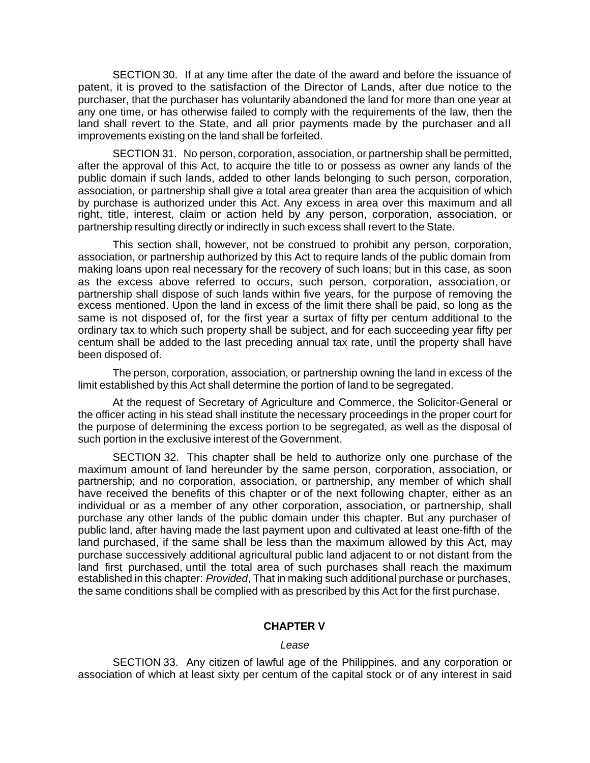SECTION 30. If at any time after the date of the award and before the issuance of patent, it is proved to the satisfaction of the Director of Lands, after due notice to the purchaser, that the purchaser has voluntarily abandoned the land for more than one year at any one time, or has otherwise failed to comply with the requirements of the law, then the land shall revert to the State, and all prior payments made by the purchaser and all improvements existing on the land shall be forfeited.

SECTION 31. No person, corporation, association, or partnership shall be permitted, after the approval of this Act, to acquire the title to or possess as owner any lands of the public domain if such lands, added to other lands belonging to such person, corporation, association, or partnership shall give a total area greater than area the acquisition of which by purchase is authorized under this Act. Any excess in area over this maximum and all right, title, interest, claim or action held by any person, corporation, association, or partnership resulting directly or indirectly in such excess shall revert to the State.

This section shall, however, not be construed to prohibit any person, corporation, association, or partnership authorized by this Act to require lands of the public domain from making loans upon real necessary for the recovery of such loans; but in this case, as soon as the excess above referred to occurs, such person, corporation, association, or partnership shall dispose of such lands within five years, for the purpose of removing the excess mentioned. Upon the land in excess of the limit there shall be paid, so long as the same is not disposed of, for the first year a surtax of fifty per centum additional to the ordinary tax to which such property shall be subject, and for each succeeding year fifty per centum shall be added to the last preceding annual tax rate, until the property shall have been disposed of.

The person, corporation, association, or partnership owning the land in excess of the limit established by this Act shall determine the portion of land to be segregated.

At the request of Secretary of Agriculture and Commerce, the Solicitor-General or the officer acting in his stead shall institute the necessary proceedings in the proper court for the purpose of determining the excess portion to be segregated, as well as the disposal of such portion in the exclusive interest of the Government.

SECTION 32. This chapter shall be held to authorize only one purchase of the maximum amount of land hereunder by the same person, corporation, association, or partnership; and no corporation, association, or partnership, any member of which shall have received the benefits of this chapter or of the next following chapter, either as an individual or as a member of any other corporation, association, or partnership, shall purchase any other lands of the public domain under this chapter. But any purchaser of public land, after having made the last payment upon and cultivated at least one-fifth of the land purchased, if the same shall be less than the maximum allowed by this Act, may purchase successively additional agricultural public land adjacent to or not distant from the land first purchased, until the total area of such purchases shall reach the maximum established in this chapter: *Provided*, That in making such additional purchase or purchases, the same conditions shall be complied with as prescribed by this Act for the first purchase.

## CHAPTER V

*Lease*

SECTION 33. Any citizen of lawful age of the Philippines, and any corporation or association of which at least sixty per centum of the capital stock or of any interest in said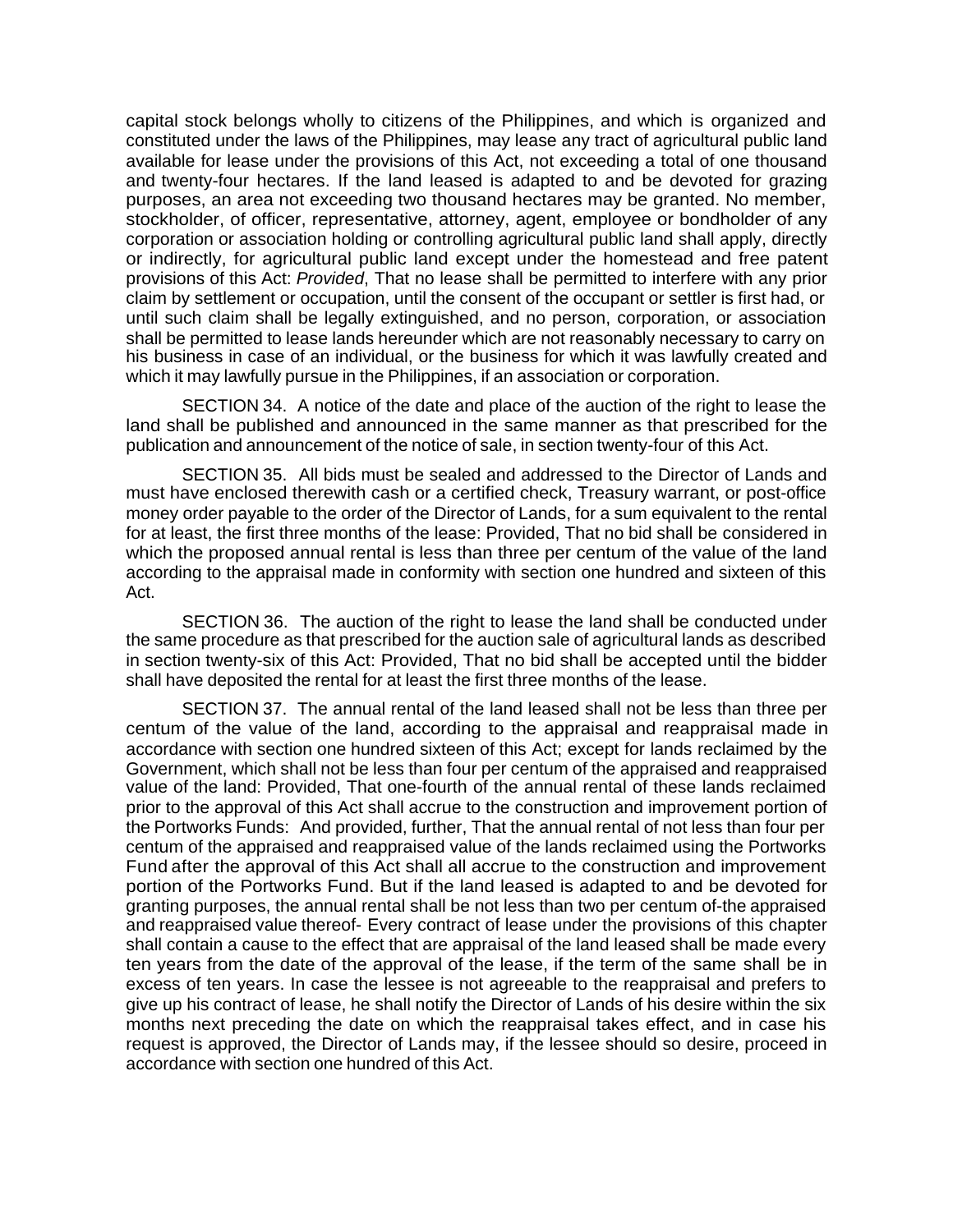capital stock belongs wholly to citizens of the Philippines, and which is organized and constituted under the laws of the Philippines, may lease any tract of agricultural public land available for lease under the provisions of this Act, not exceeding a total of one thousand and twenty-four hectares. If the land leased is adapted to and be devoted for grazing purposes, an area not exceeding two thousand hectares may be granted. No member, stockholder, of officer, representative, attorney, agent, employee or bondholder of any corporation or association holding or controlling agricultural public land shall apply, directly or indirectly, for agricultural public land except under the homestead and free patent provisions of this Act: *Provided*, That no lease shall be permitted to interfere with any prior claim by settlement or occupation, until the consent of the occupant or settler is first had, or until such claim shall be legally extinguished, and no person, corporation, or association shall be permitted to lease lands hereunder which are not reasonably necessary to carry on his business in case of an individual, or the business for which it was lawfully created and which it may lawfully pursue in the Philippines, if an association or corporation.

SECTION 34. A notice of the date and place of the auction of the right to lease the land shall be published and announced in the same manner as that prescribed for the publication and announcement of the notice of sale, in section twenty-four of this Act.

SECTION 35. All bids must be sealed and addressed to the Director of Lands and must have enclosed therewith cash or a certified check, Treasury warrant, or post-office money order payable to the order of the Director of Lands, for a sum equivalent to the rental for at least, the first three months of the lease: Provided, That no bid shall be considered in which the proposed annual rental is less than three per centum of the value of the land according to the appraisal made in conformity with section one hundred and sixteen of this Act.

SECTION 36. The auction of the right to lease the land shall be conducted under the same procedure as that prescribed for the auction sale of agricultural lands as described in section twenty-six of this Act: Provided, That no bid shall be accepted until the bidder shall have deposited the rental for at least the first three months of the lease.

SECTION 37. The annual rental of the land leased shall not be less than three per centum of the value of the land, according to the appraisal and reappraisal made in accordance with section one hundred sixteen of this Act; except for lands reclaimed by the Government, which shall not be less than four per centum of the appraised and reappraised value of the land: Provided, That one-fourth of the annual rental of these lands reclaimed prior to the approval of this Act shall accrue to the construction and improvement portion of the Portworks Funds: And provided, further, That the annual rental of not less than four per centum of the appraised and reappraised value of the lands reclaimed using the Portworks Fund after the approval of this Act shall all accrue to the construction and improvement portion of the Portworks Fund. But if the land leased is adapted to and be devoted for granting purposes, the annual rental shall be not less than two per centum of-the appraised and reappraised value thereof- Every contract of lease under the provisions of this chapter shall contain a cause to the effect that are appraisal of the land leased shall be made every ten years from the date of the approval of the lease, if the term of the same shall be in excess of ten years. In case the lessee is not agreeable to the reappraisal and prefers to give up his contract of lease, he shall notify the Director of Lands of his desire within the six months next preceding the date on which the reappraisal takes effect, and in case his request is approved, the Director of Lands may, if the lessee should so desire, proceed in accordance with section one hundred of this Act.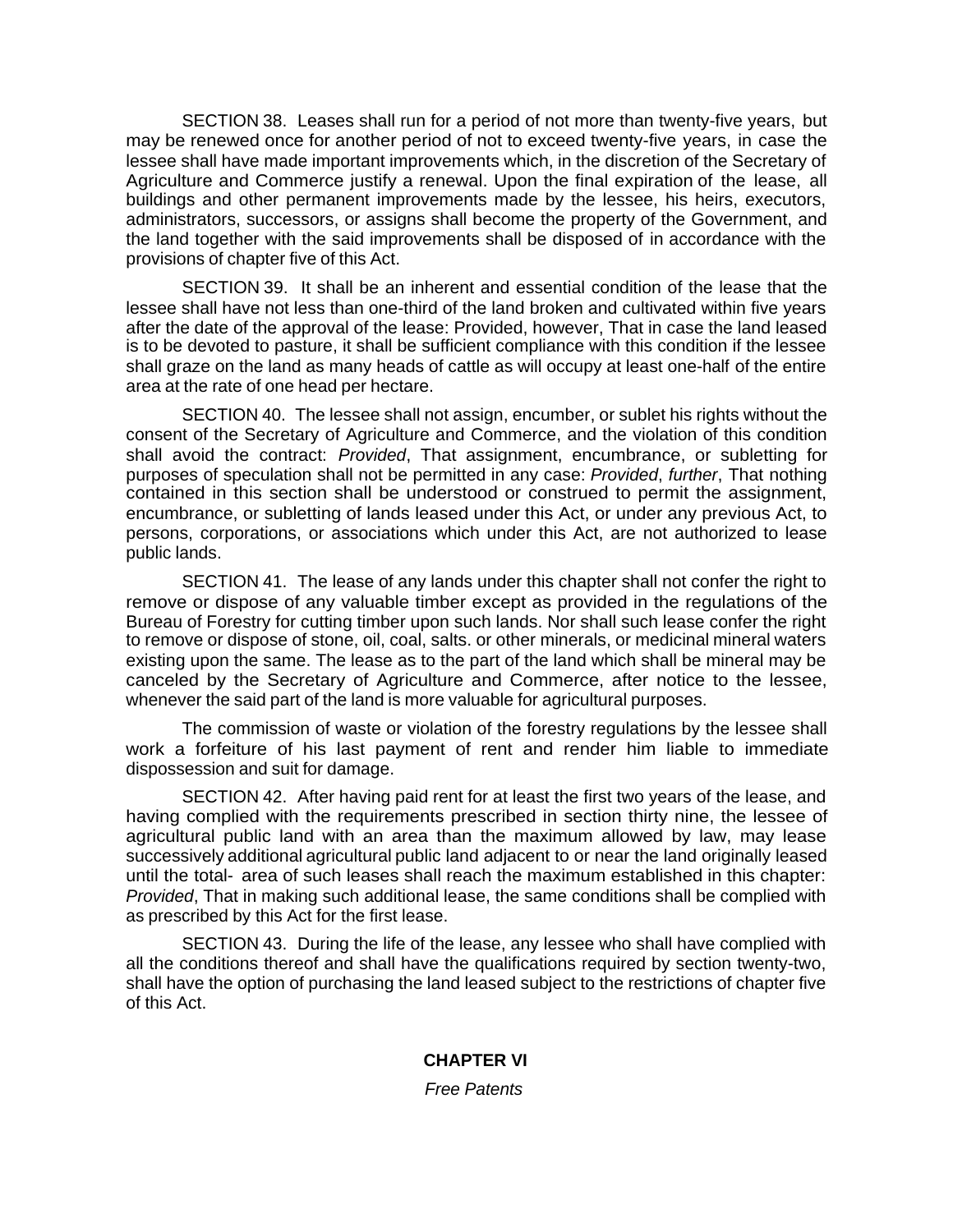SECTION 38. Leases shall run for a period of not more than twenty-five years, but may be renewed once for another period of not to exceed twenty-five years, in case the lessee shall have made important improvements which, in the discretion of the Secretary of Agriculture and Commerce justify a renewal. Upon the final expiration of the lease, all buildings and other permanent improvements made by the lessee, his heirs, executors, administrators, successors, or assigns shall become the property of the Government, and the land together with the said improvements shall be disposed of in accordance with the provisions of chapter five of this Act.

SECTION 39. It shall be an inherent and essential condition of the lease that the lessee shall have not less than one-third of the land broken and cultivated within five years after the date of the approval of the lease: Provided, however, That in case the land leased is to be devoted to pasture, it shall be sufficient compliance with this condition if the lessee shall graze on the land as many heads of cattle as will occupy at least one-half of the entire area at the rate of one head per hectare.

SECTION 40. The lessee shall not assign, encumber, or sublet his rights without the consent of the Secretary of Agriculture and Commerce, and the violation of this condition shall avoid the contract: *Provided*, That assignment, encumbrance, or subletting for purposes of speculation shall not be permitted in any case: *Provided*, *further*, That nothing contained in this section shall be understood or construed to permit the assignment, encumbrance, or subletting of lands leased under this Act, or under any previous Act, to persons, corporations, or associations which under this Act, are not authorized to lease public lands.

SECTION 41. The lease of any lands under this chapter shall not confer the right to remove or dispose of any valuable timber except as provided in the regulations of the Bureau of Forestry for cutting timber upon such lands. Nor shall such lease confer the right to remove or dispose of stone, oil, coal, salts. or other minerals, or medicinal mineral waters existing upon the same. The lease as to the part of the land which shall be mineral may be canceled by the Secretary of Agriculture and Commerce, after notice to the lessee, whenever the said part of the land is more valuable for agricultural purposes.

The commission of waste or violation of the forestry regulations by the lessee shall work a forfeiture of his last payment of rent and render him liable to immediate dispossession and suit for damage.

SECTION 42. After having paid rent for at least the first two years of the lease, and having complied with the requirements prescribed in section thirty nine, the lessee of agricultural public land with an area than the maximum allowed by law, may lease successively additional agricultural public land adjacent to or near the land originally leased until the total- area of such leases shall reach the maximum established in this chapter: *Provided*, That in making such additional lease, the same conditions shall be complied with as prescribed by this Act for the first lease.

SECTION 43. During the life of the lease, any lessee who shall have complied with all the conditions thereof and shall have the qualifications required by section twenty-two, shall have the option of purchasing the land leased subject to the restrictions of chapter five of this Act.

## CHAPTER VI

*Free Patents*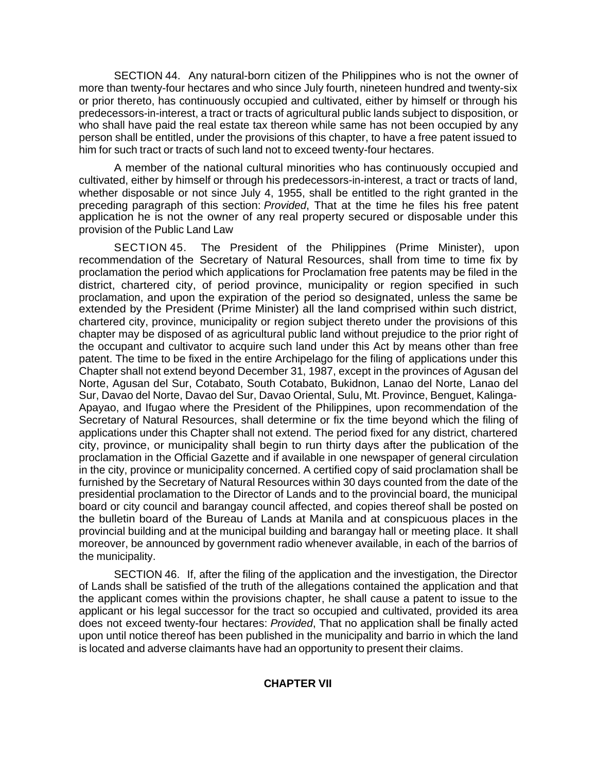SECTION 44. Any natural-born citizen of the Philippines who is not the owner of more than twenty-four hectares and who since July fourth, nineteen hundred and twenty-six or prior thereto, has continuously occupied and cultivated, either by himself or through his predecessors-in-interest, a tract or tracts of agricultural public lands subject to disposition, or who shall have paid the real estate tax thereon while same has not been occupied by any person shall be entitled, under the provisions of this chapter, to have a free patent issued to him for such tract or tracts of such land not to exceed twenty-four hectares.

A member of the national cultural minorities who has continuously occupied and cultivated, either by himself or through his predecessors-in-interest, a tract or tracts of land, whether disposable or not since July 4, 1955, shall be entitled to the right granted in the preceding paragraph of this section: *Provided*, That at the time he files his free patent application he is not the owner of any real property secured or disposable under this provision of the Public Land Law

SECTION 45. The President of the Philippines (Prime Minister), upon recommendation of the Secretary of Natural Resources, shall from time to time fix by proclamation the period which applications for Proclamation free patents may be filed in the district, chartered city, of period province, municipality or region specified in such proclamation, and upon the expiration of the period so designated, unless the same be extended by the President (Prime Minister) all the land comprised within such district, chartered city, province, municipality or region subject thereto under the provisions of this chapter may be disposed of as agricultural public land without prejudice to the prior right of the occupant and cultivator to acquire such land under this Act by means other than free patent. The time to be fixed in the entire Archipelago for the filing of applications under this Chapter shall not extend beyond December 31, 1987, except in the provinces of Agusan del Norte, Agusan del Sur, Cotabato, South Cotabato, Bukidnon, Lanao del Norte, Lanao del Sur, Davao del Norte, Davao del Sur, Davao Oriental, Sulu, Mt. Province, Benguet, Kalinga-Apayao, and Ifugao where the President of the Philippines, upon recommendation of the Secretary of Natural Resources, shall determine or fix the time beyond which the filing of applications under this Chapter shall not extend. The period fixed for any district, chartered city, province, or municipality shall begin to run thirty days after the publication of the proclamation in the Official Gazette and if available in one newspaper of general circulation in the city, province or municipality concerned. A certified copy of said proclamation shall be furnished by the Secretary of Natural Resources within 30 days counted from the date of the presidential proclamation to the Director of Lands and to the provincial board, the municipal board or city council and barangay council affected, and copies thereof shall be posted on the bulletin board of the Bureau of Lands at Manila and at conspicuous places in the provincial building and at the municipal building and barangay hall or meeting place. It shall moreover, be announced by government radio whenever available, in each of the barrios of the municipality.

SECTION 46. If, after the filing of the application and the investigation, the Director of Lands shall be satisfied of the truth of the allegations contained the application and that the applicant comes within the provisions chapter, he shall cause a patent to issue to the applicant or his legal successor for the tract so occupied and cultivated, provided its area does not exceed twenty-four hectares: *Provided*, That no application shall be finally acted upon until notice thereof has been published in the municipality and barrio in which the land is located and adverse claimants have had an opportunity to present their claims.

## CHAPTER VII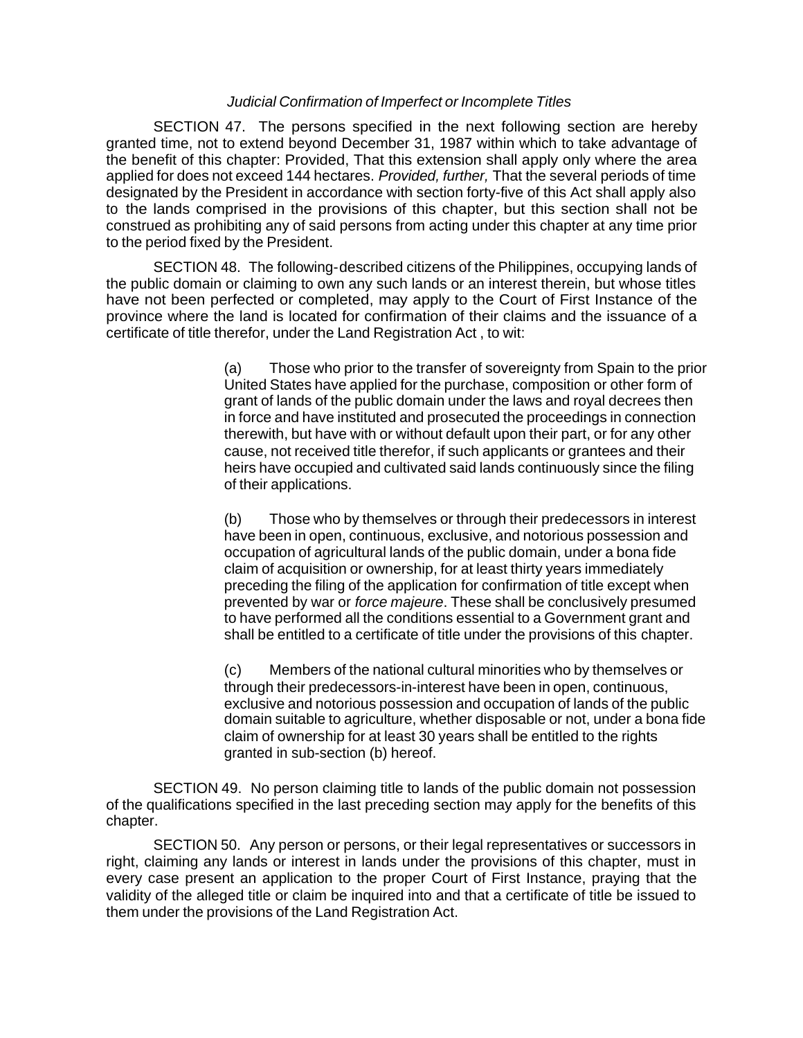*Judicial Confirmation of Imperfect or Incomplete Titles*

SECTION 47. The persons specified in the next following section are hereby granted time, not to extend beyond December 31, 1987 within which to take advantage of the benefit of this chapter: Provided, That this extension shall apply only where the area applied for does not exceed 144 hectares. *Provided, further,* That the several periods of time designated by the President in accordance with section forty-five of this Act shall apply also to the lands comprised in the provisions of this chapter, but this section shall not be construed as prohibiting any of said persons from acting under this chapter at any time prior to the period fixed by the President.

SECTION 48. The following-described citizens of the Philippines, occupying lands of the public domain or claiming to own any such lands or an interest therein, but whose titles have not been perfected or completed, may apply to the Court of First Instance of the province where the land is located for confirmation of their claims and the issuance of a certificate of title therefor, under the Land Registration Act , to wit:

> (a) Those who prior to the transfer of sovereignty from Spain to the prior United States have applied for the purchase, composition or other form of grant of lands of the public domain under the laws and royal decrees then in force and have instituted and prosecuted the proceedings in connection therewith, but have with or without default upon their part, or for any other cause, not received title therefor, if such applicants or grantees and their heirs have occupied and cultivated said lands continuously since the filing of their applications.
>
> (b) Those who by themselves or through their predecessors in interest have been in open, continuous, exclusive, and notorious possession and occupation of agricultural lands of the public domain, under a bona fide claim of acquisition or ownership, for at least thirty years immediately preceding the filing of the application for confirmation of title except when prevented by war or *force majeure*. These shall be conclusively presumed to have performed all the conditions essential to a Government grant and shall be entitled to a certificate of title under the provisions of this chapter.
>
> (c) Members of the national cultural minorities who by themselves or through their predecessors-in-interest have been in open, continuous, exclusive and notorious possession and occupation of lands of the public domain suitable to agriculture, whether disposable or not, under a bona fide claim of ownership for at least 30 years shall be entitled to the rights granted in sub-section (b) hereof.

SECTION 49. No person claiming title to lands of the public domain not possession of the qualifications specified in the last preceding section may apply for the benefits of this chapter.

SECTION 50. Any person or persons, or their legal representatives or successors in right, claiming any lands or interest in lands under the provisions of this chapter, must in every case present an application to the proper Court of First Instance, praying that the validity of the alleged title or claim be inquired into and that a certificate of title be issued to them under the provisions of the Land Registration Act.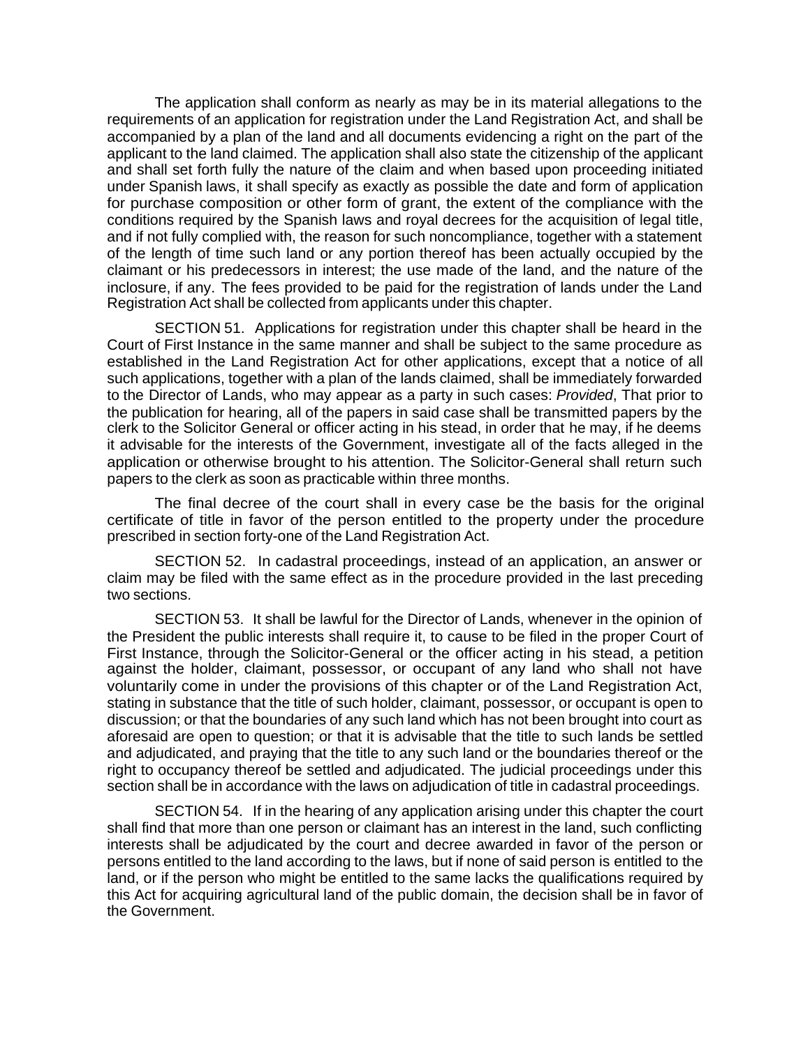The application shall conform as nearly as may be in its material allegations to the requirements of an application for registration under the Land Registration Act, and shall be accompanied by a plan of the land and all documents evidencing a right on the part of the applicant to the land claimed. The application shall also state the citizenship of the applicant and shall set forth fully the nature of the claim and when based upon proceeding initiated under Spanish laws, it shall specify as exactly as possible the date and form of application for purchase composition or other form of grant, the extent of the compliance with the conditions required by the Spanish laws and royal decrees for the acquisition of legal title, and if not fully complied with, the reason for such noncompliance, together with a statement of the length of time such land or any portion thereof has been actually occupied by the claimant or his predecessors in interest; the use made of the land, and the nature of the inclosure, if any. The fees provided to be paid for the registration of lands under the Land Registration Act shall be collected from applicants under this chapter.

SECTION 51. Applications for registration under this chapter shall be heard in the Court of First Instance in the same manner and shall be subject to the same procedure as established in the Land Registration Act for other applications, except that a notice of all such applications, together with a plan of the lands claimed, shall be immediately forwarded to the Director of Lands, who may appear as a party in such cases: *Provided*, That prior to the publication for hearing, all of the papers in said case shall be transmitted papers by the clerk to the Solicitor General or officer acting in his stead, in order that he may, if he deems it advisable for the interests of the Government, investigate all of the facts alleged in the application or otherwise brought to his attention. The Solicitor-General shall return such papers to the clerk as soon as practicable within three months.

The final decree of the court shall in every case be the basis for the original certificate of title in favor of the person entitled to the property under the procedure prescribed in section forty-one of the Land Registration Act.

SECTION 52. In cadastral proceedings, instead of an application, an answer or claim may be filed with the same effect as in the procedure provided in the last preceding two sections.

SECTION 53. It shall be lawful for the Director of Lands, whenever in the opinion of the President the public interests shall require it, to cause to be filed in the proper Court of First Instance, through the Solicitor-General or the officer acting in his stead, a petition against the holder, claimant, possessor, or occupant of any land who shall not have voluntarily come in under the provisions of this chapter or of the Land Registration Act, stating in substance that the title of such holder, claimant, possessor, or occupant is open to discussion; or that the boundaries of any such land which has not been brought into court as aforesaid are open to question; or that it is advisable that the title to such lands be settled and adjudicated, and praying that the title to any such land or the boundaries thereof or the right to occupancy thereof be settled and adjudicated. The judicial proceedings under this section shall be in accordance with the laws on adjudication of title in cadastral proceedings.

SECTION 54. If in the hearing of any application arising under this chapter the court shall find that more than one person or claimant has an interest in the land, such conflicting interests shall be adjudicated by the court and decree awarded in favor of the person or persons entitled to the land according to the laws, but if none of said person is entitled to the land, or if the person who might be entitled to the same lacks the qualifications required by this Act for acquiring agricultural land of the public domain, the decision shall be in favor of the Government.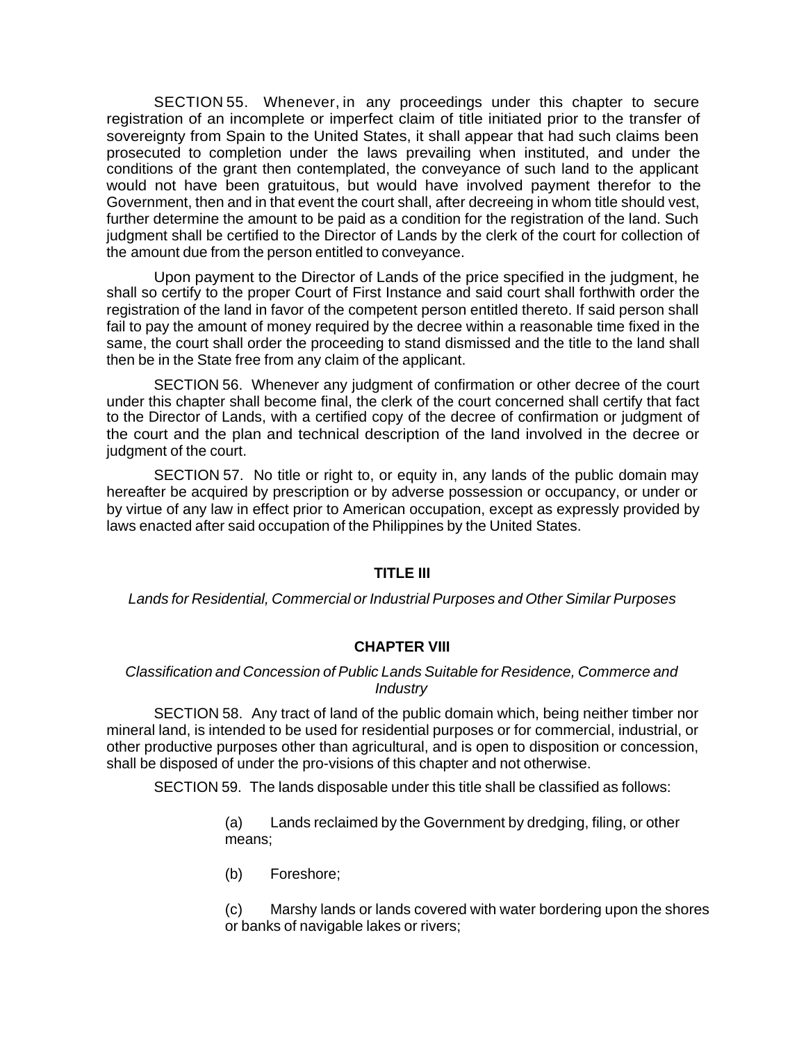SECTION 55. Whenever, in any proceedings under this chapter to secure registration of an incomplete or imperfect claim of title initiated prior to the transfer of sovereignty from Spain to the United States, it shall appear that had such claims been prosecuted to completion under the laws prevailing when instituted, and under the conditions of the grant then contemplated, the conveyance of such land to the applicant would not have been gratuitous, but would have involved payment therefor to the Government, then and in that event the court shall, after decreeing in whom title should vest, further determine the amount to be paid as a condition for the registration of the land. Such judgment shall be certified to the Director of Lands by the clerk of the court for collection of the amount due from the person entitled to conveyance.

Upon payment to the Director of Lands of the price specified in the judgment, he shall so certify to the proper Court of First Instance and said court shall forthwith order the registration of the land in favor of the competent person entitled thereto. If said person shall fail to pay the amount of money required by the decree within a reasonable time fixed in the same, the court shall order the proceeding to stand dismissed and the title to the land shall then be in the State free from any claim of the applicant.

SECTION 56. Whenever any judgment of confirmation or other decree of the court under this chapter shall become final, the clerk of the court concerned shall certify that fact to the Director of Lands, with a certified copy of the decree of confirmation or judgment of the court and the plan and technical description of the land involved in the decree or judgment of the court.

SECTION 57. No title or right to, or equity in, any lands of the public domain may hereafter be acquired by prescription or by adverse possession or occupancy, or under or by virtue of any law in effect prior to American occupation, except as expressly provided by laws enacted after said occupation of the Philippines by the United States.

## TITLE III

*Lands for Residential, Commercial or Industrial Purposes and Other Similar Purposes*

### CHAPTER VIII

*Classification and Concession of Public Lands Suitable for Residence, Commerce and Industry*

SECTION 58. Any tract of land of the public domain which, being neither timber nor mineral land, is intended to be used for residential purposes or for commercial, industrial, or other productive purposes other than agricultural, and is open to disposition or concession, shall be disposed of under the pro-visions of this chapter and not otherwise.

SECTION 59. The lands disposable under this title shall be classified as follows:

(a) Lands reclaimed by the Government by dredging, filing, or other means;

(b) Foreshore;

(c) Marshy lands or lands covered with water bordering upon the shores or banks of navigable lakes or rivers;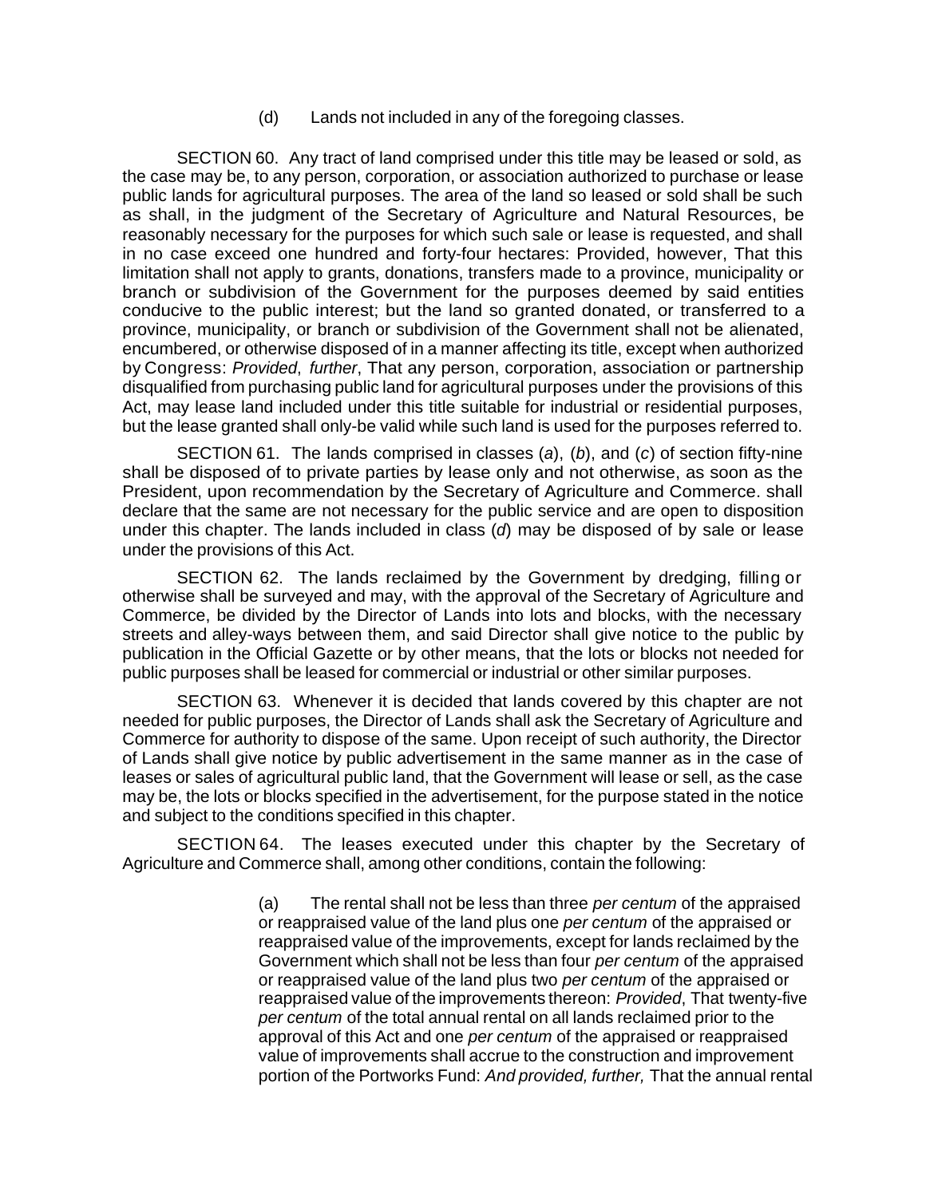(d) Lands not included in any of the foregoing classes.

SECTION 60. Any tract of land comprised under this title may be leased or sold, as the case may be, to any person, corporation, or association authorized to purchase or lease public lands for agricultural purposes. The area of the land so leased or sold shall be such as shall, in the judgment of the Secretary of Agriculture and Natural Resources, be reasonably necessary for the purposes for which such sale or lease is requested, and shall in no case exceed one hundred and forty-four hectares: Provided, however, That this limitation shall not apply to grants, donations, transfers made to a province, municipality or branch or subdivision of the Government for the purposes deemed by said entities conducive to the public interest; but the land so granted donated, or transferred to a province, municipality, or branch or subdivision of the Government shall not be alienated, encumbered, or otherwise disposed of in a manner affecting its title, except when authorized by Congress: *Provided*, *further*, That any person, corporation, association or partnership disqualified from purchasing public land for agricultural purposes under the provisions of this Act, may lease land included under this title suitable for industrial or residential purposes, but the lease granted shall only-be valid while such land is used for the purposes referred to.

SECTION 61. The lands comprised in classes (*a*), (*b*), and (*c*) of section fifty-nine shall be disposed of to private parties by lease only and not otherwise, as soon as the President, upon recommendation by the Secretary of Agriculture and Commerce. shall declare that the same are not necessary for the public service and are open to disposition under this chapter. The lands included in class (*d*) may be disposed of by sale or lease under the provisions of this Act.

SECTION 62. The lands reclaimed by the Government by dredging, filling or otherwise shall be surveyed and may, with the approval of the Secretary of Agriculture and Commerce, be divided by the Director of Lands into lots and blocks, with the necessary streets and alley-ways between them, and said Director shall give notice to the public by publication in the Official Gazette or by other means, that the lots or blocks not needed for public purposes shall be leased for commercial or industrial or other similar purposes.

SECTION 63. Whenever it is decided that lands covered by this chapter are not needed for public purposes, the Director of Lands shall ask the Secretary of Agriculture and Commerce for authority to dispose of the same. Upon receipt of such authority, the Director of Lands shall give notice by public advertisement in the same manner as in the case of leases or sales of agricultural public land, that the Government will lease or sell, as the case may be, the lots or blocks specified in the advertisement, for the purpose stated in the notice and subject to the conditions specified in this chapter.

SECTION 64. The leases executed under this chapter by the Secretary of Agriculture and Commerce shall, among other conditions, contain the following:

(a) The rental shall not be less than three *per centum* of the appraised or reappraised value of the land plus one *per centum* of the appraised or reappraised value of the improvements, except for lands reclaimed by the Government which shall not be less than four *per centum* of the appraised or reappraised value of the land plus two *per centum* of the appraised or reappraised value of the improvements thereon: *Provided*, That twenty-five *per centum* of the total annual rental on all lands reclaimed prior to the approval of this Act and one *per centum* of the appraised or reappraised value of improvements shall accrue to the construction and improvement portion of the Portworks Fund: *And provided, further,* That the annual rental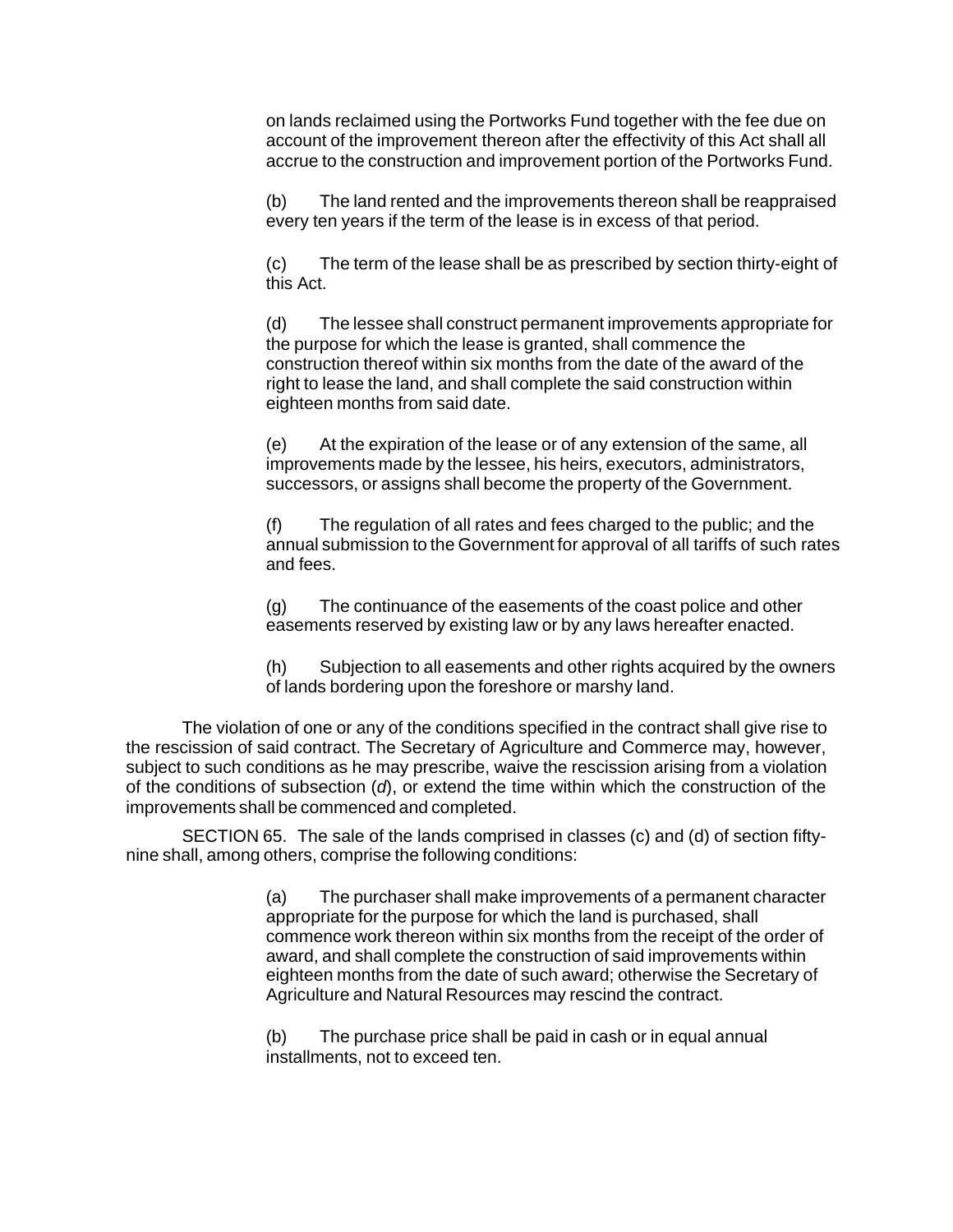on lands reclaimed using the Portworks Fund together with the fee due on account of the improvement thereon after the effectivity of this Act shall all accrue to the construction and improvement portion of the Portworks Fund.

(b) The land rented and the improvements thereon shall be reappraised every ten years if the term of the lease is in excess of that period.

(c) The term of the lease shall be as prescribed by section thirty-eight of this Act.

(d) The lessee shall construct permanent improvements appropriate for the purpose for which the lease is granted, shall commence the construction thereof within six months from the date of the award of the right to lease the land, and shall complete the said construction within eighteen months from said date.

(e) At the expiration of the lease or of any extension of the same, all improvements made by the lessee, his heirs, executors, administrators, successors, or assigns shall become the property of the Government.

(f) The regulation of all rates and fees charged to the public; and the annual submission to the Government for approval of all tariffs of such rates and fees.

(g) The continuance of the easements of the coast police and other easements reserved by existing law or by any laws hereafter enacted.

(h) Subjection to all easements and other rights acquired by the owners of lands bordering upon the foreshore or marshy land.

The violation of one or any of the conditions specified in the contract shall give rise to the rescission of said contract. The Secretary of Agriculture and Commerce may, however, subject to such conditions as he may prescribe, waive the rescission arising from a violation of the conditions of subsection (*d*), or extend the time within which the construction of the improvements shall be commenced and completed.

SECTION 65. The sale of the lands comprised in classes (c) and (d) of section fifty-nine shall, among others, comprise the following conditions:

(a) The purchaser shall make improvements of a permanent character appropriate for the purpose for which the land is purchased, shall commence work thereon within six months from the receipt of the order of award, and shall complete the construction of said improvements within eighteen months from the date of such award; otherwise the Secretary of Agriculture and Natural Resources may rescind the contract.

(b) The purchase price shall be paid in cash or in equal annual installments, not to exceed ten.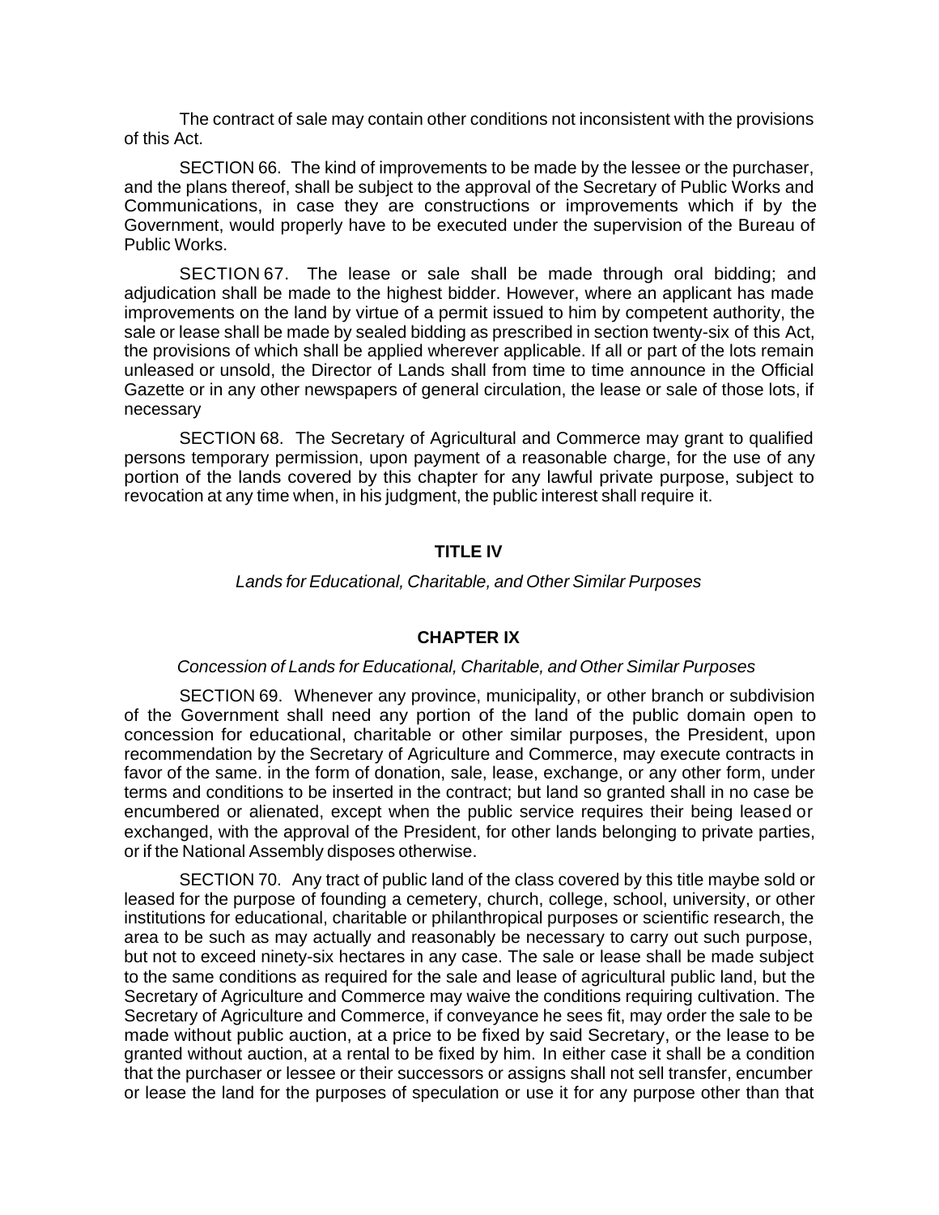The contract of sale may contain other conditions not inconsistent with the provisions of this Act.

SECTION 66. The kind of improvements to be made by the lessee or the purchaser, and the plans thereof, shall be subject to the approval of the Secretary of Public Works and Communications, in case they are constructions or improvements which if by the Government, would properly have to be executed under the supervision of the Bureau of Public Works.

SECTION 67. The lease or sale shall be made through oral bidding; and adjudication shall be made to the highest bidder. However, where an applicant has made improvements on the land by virtue of a permit issued to him by competent authority, the sale or lease shall be made by sealed bidding as prescribed in section twenty-six of this Act, the provisions of which shall be applied wherever applicable. If all or part of the lots remain unleased or unsold, the Director of Lands shall from time to time announce in the Official Gazette or in any other newspapers of general circulation, the lease or sale of those lots, if necessary

SECTION 68. The Secretary of Agricultural and Commerce may grant to qualified persons temporary permission, upon payment of a reasonable charge, for the use of any portion of the lands covered by this chapter for any lawful private purpose, subject to revocation at any time when, in his judgment, the public interest shall require it.

## TITLE IV

*Lands for Educational, Charitable, and Other Similar Purposes*

## CHAPTER IX

*Concession of Lands for Educational, Charitable, and Other Similar Purposes*

SECTION 69. Whenever any province, municipality, or other branch or subdivision of the Government shall need any portion of the land of the public domain open to concession for educational, charitable or other similar purposes, the President, upon recommendation by the Secretary of Agriculture and Commerce, may execute contracts in favor of the same. in the form of donation, sale, lease, exchange, or any other form, under terms and conditions to be inserted in the contract; but land so granted shall in no case be encumbered or alienated, except when the public service requires their being leased or exchanged, with the approval of the President, for other lands belonging to private parties, or if the National Assembly disposes otherwise.

SECTION 70. Any tract of public land of the class covered by this title maybe sold or leased for the purpose of founding a cemetery, church, college, school, university, or other institutions for educational, charitable or philanthropical purposes or scientific research, the area to be such as may actually and reasonably be necessary to carry out such purpose, but not to exceed ninety-six hectares in any case. The sale or lease shall be made subject to the same conditions as required for the sale and lease of agricultural public land, but the Secretary of Agriculture and Commerce may waive the conditions requiring cultivation. The Secretary of Agriculture and Commerce, if conveyance he sees fit, may order the sale to be made without public auction, at a price to be fixed by said Secretary, or the lease to be granted without auction, at a rental to be fixed by him. In either case it shall be a condition that the purchaser or lessee or their successors or assigns shall not sell transfer, encumber or lease the land for the purposes of speculation or use it for any purpose other than that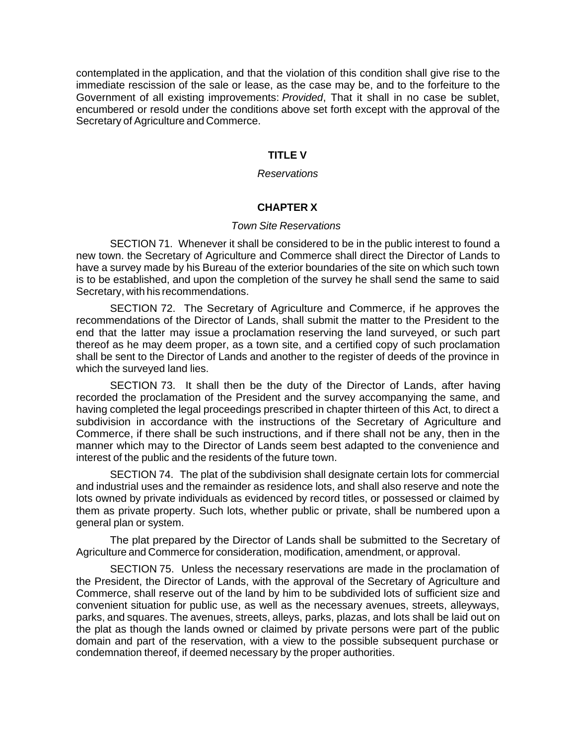contemplated in the application, and that the violation of this condition shall give rise to the immediate rescission of the sale or lease, as the case may be, and to the forfeiture to the Government of all existing improvements: *Provided*, That it shall in no case be sublet, encumbered or resold under the conditions above set forth except with the approval of the Secretary of Agriculture and Commerce.

## TITLE V

*Reservations*

### CHAPTER X

*Town Site Reservations*

SECTION 71. Whenever it shall be considered to be in the public interest to found a new town. the Secretary of Agriculture and Commerce shall direct the Director of Lands to have a survey made by his Bureau of the exterior boundaries of the site on which such town is to be established, and upon the completion of the survey he shall send the same to said Secretary, with his recommendations.

SECTION 72. The Secretary of Agriculture and Commerce, if he approves the recommendations of the Director of Lands, shall submit the matter to the President to the end that the latter may issue a proclamation reserving the land surveyed, or such part thereof as he may deem proper, as a town site, and a certified copy of such proclamation shall be sent to the Director of Lands and another to the register of deeds of the province in which the surveyed land lies.

SECTION 73. It shall then be the duty of the Director of Lands, after having recorded the proclamation of the President and the survey accompanying the same, and having completed the legal proceedings prescribed in chapter thirteen of this Act, to direct a subdivision in accordance with the instructions of the Secretary of Agriculture and Commerce, if there shall be such instructions, and if there shall not be any, then in the manner which may to the Director of Lands seem best adapted to the convenience and interest of the public and the residents of the future town.

SECTION 74. The plat of the subdivision shall designate certain lots for commercial and industrial uses and the remainder as residence lots, and shall also reserve and note the lots owned by private individuals as evidenced by record titles, or possessed or claimed by them as private property. Such lots, whether public or private, shall be numbered upon a general plan or system.

The plat prepared by the Director of Lands shall be submitted to the Secretary of Agriculture and Commerce for consideration, modification, amendment, or approval.

SECTION 75. Unless the necessary reservations are made in the proclamation of the President, the Director of Lands, with the approval of the Secretary of Agriculture and Commerce, shall reserve out of the land by him to be subdivided lots of sufficient size and convenient situation for public use, as well as the necessary avenues, streets, alleyways, parks, and squares. The avenues, streets, alleys, parks, plazas, and lots shall be laid out on the plat as though the lands owned or claimed by private persons were part of the public domain and part of the reservation, with a view to the possible subsequent purchase or condemnation thereof, if deemed necessary by the proper authorities.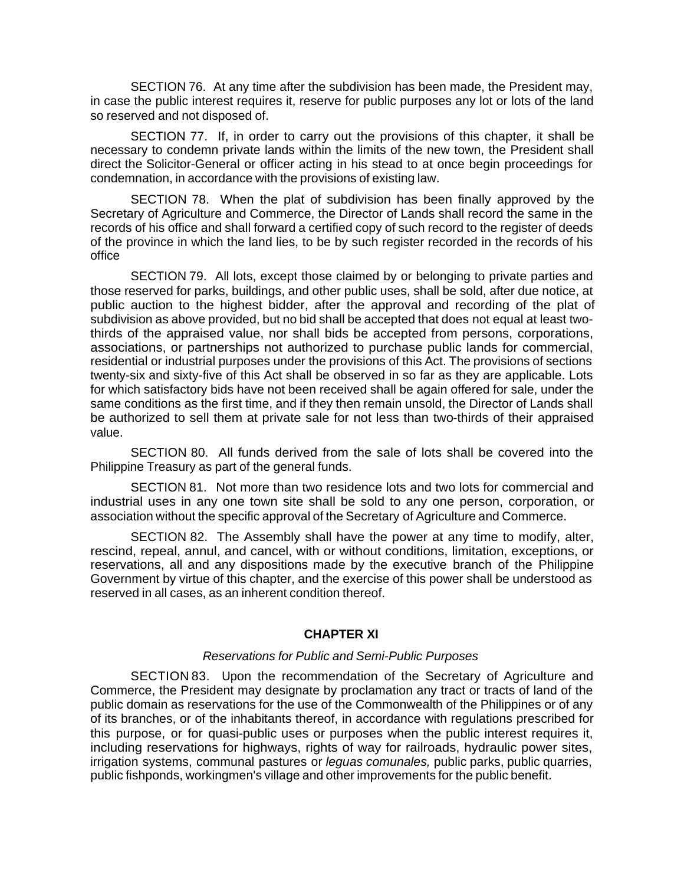SECTION 76. At any time after the subdivision has been made, the President may, in case the public interest requires it, reserve for public purposes any lot or lots of the land so reserved and not disposed of.

SECTION 77. If, in order to carry out the provisions of this chapter, it shall be necessary to condemn private lands within the limits of the new town, the President shall direct the Solicitor-General or officer acting in his stead to at once begin proceedings for condemnation, in accordance with the provisions of existing law.

SECTION 78. When the plat of subdivision has been finally approved by the Secretary of Agriculture and Commerce, the Director of Lands shall record the same in the records of his office and shall forward a certified copy of such record to the register of deeds of the province in which the land lies, to be by such register recorded in the records of his office

SECTION 79. All lots, except those claimed by or belonging to private parties and those reserved for parks, buildings, and other public uses, shall be sold, after due notice, at public auction to the highest bidder, after the approval and recording of the plat of subdivision as above provided, but no bid shall be accepted that does not equal at least two-thirds of the appraised value, nor shall bids be accepted from persons, corporations, associations, or partnerships not authorized to purchase public lands for commercial, residential or industrial purposes under the provisions of this Act. The provisions of sections twenty-six and sixty-five of this Act shall be observed in so far as they are applicable. Lots for which satisfactory bids have not been received shall be again offered for sale, under the same conditions as the first time, and if they then remain unsold, the Director of Lands shall be authorized to sell them at private sale for not less than two-thirds of their appraised value.

SECTION 80. All funds derived from the sale of lots shall be covered into the Philippine Treasury as part of the general funds.

SECTION 81. Not more than two residence lots and two lots for commercial and industrial uses in any one town site shall be sold to any one person, corporation, or association without the specific approval of the Secretary of Agriculture and Commerce.

SECTION 82. The Assembly shall have the power at any time to modify, alter, rescind, repeal, annul, and cancel, with or without conditions, limitation, exceptions, or reservations, all and any dispositions made by the executive branch of the Philippine Government by virtue of this chapter, and the exercise of this power shall be understood as reserved in all cases, as an inherent condition thereof.

## CHAPTER XI

*Reservations for Public and Semi-Public Purposes*

SECTION 83. Upon the recommendation of the Secretary of Agriculture and Commerce, the President may designate by proclamation any tract or tracts of land of the public domain as reservations for the use of the Commonwealth of the Philippines or of any of its branches, or of the inhabitants thereof, in accordance with regulations prescribed for this purpose, or for quasi-public uses or purposes when the public interest requires it, including reservations for highways, rights of way for railroads, hydraulic power sites, irrigation systems, communal pastures or *leguas comunales,* public parks, public quarries, public fishponds, workingmen's village and other improvements for the public benefit.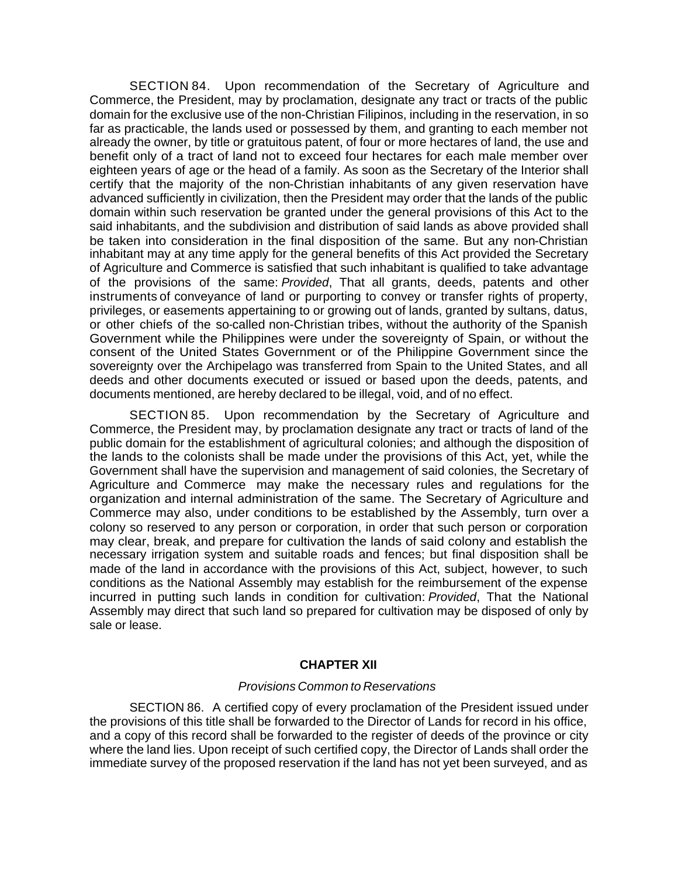SECTION 84. Upon recommendation of the Secretary of Agriculture and Commerce, the President, may by proclamation, designate any tract or tracts of the public domain for the exclusive use of the non-Christian Filipinos, including in the reservation, in so far as practicable, the lands used or possessed by them, and granting to each member not already the owner, by title or gratuitous patent, of four or more hectares of land, the use and benefit only of a tract of land not to exceed four hectares for each male member over eighteen years of age or the head of a family. As soon as the Secretary of the Interior shall certify that the majority of the non-Christian inhabitants of any given reservation have advanced sufficiently in civilization, then the President may order that the lands of the public domain within such reservation be granted under the general provisions of this Act to the said inhabitants, and the subdivision and distribution of said lands as above provided shall be taken into consideration in the final disposition of the same. But any non-Christian inhabitant may at any time apply for the general benefits of this Act provided the Secretary of Agriculture and Commerce is satisfied that such inhabitant is qualified to take advantage of the provisions of the same: *Provided*, That all grants, deeds, patents and other instruments of conveyance of land or purporting to convey or transfer rights of property, privileges, or easements appertaining to or growing out of lands, granted by sultans, datus, or other chiefs of the so-called non-Christian tribes, without the authority of the Spanish Government while the Philippines were under the sovereignty of Spain, or without the consent of the United States Government or of the Philippine Government since the sovereignty over the Archipelago was transferred from Spain to the United States, and all deeds and other documents executed or issued or based upon the deeds, patents, and documents mentioned, are hereby declared to be illegal, void, and of no effect.

SECTION 85. Upon recommendation by the Secretary of Agriculture and Commerce, the President may, by proclamation designate any tract or tracts of land of the public domain for the establishment of agricultural colonies; and although the disposition of the lands to the colonists shall be made under the provisions of this Act, yet, while the Government shall have the supervision and management of said colonies, the Secretary of Agriculture and Commerce may make the necessary rules and regulations for the organization and internal administration of the same. The Secretary of Agriculture and Commerce may also, under conditions to be established by the Assembly, turn over a colony so reserved to any person or corporation, in order that such person or corporation may clear, break, and prepare for cultivation the lands of said colony and establish the necessary irrigation system and suitable roads and fences; but final disposition shall be made of the land in accordance with the provisions of this Act, subject, however, to such conditions as the National Assembly may establish for the reimbursement of the expense incurred in putting such lands in condition for cultivation: *Provided*, That the National Assembly may direct that such land so prepared for cultivation may be disposed of only by sale or lease.

## CHAPTER XII

*Provisions Common to Reservations*

SECTION 86. A certified copy of every proclamation of the President issued under the provisions of this title shall be forwarded to the Director of Lands for record in his office, and a copy of this record shall be forwarded to the register of deeds of the province or city where the land lies. Upon receipt of such certified copy, the Director of Lands shall order the immediate survey of the proposed reservation if the land has not yet been surveyed, and as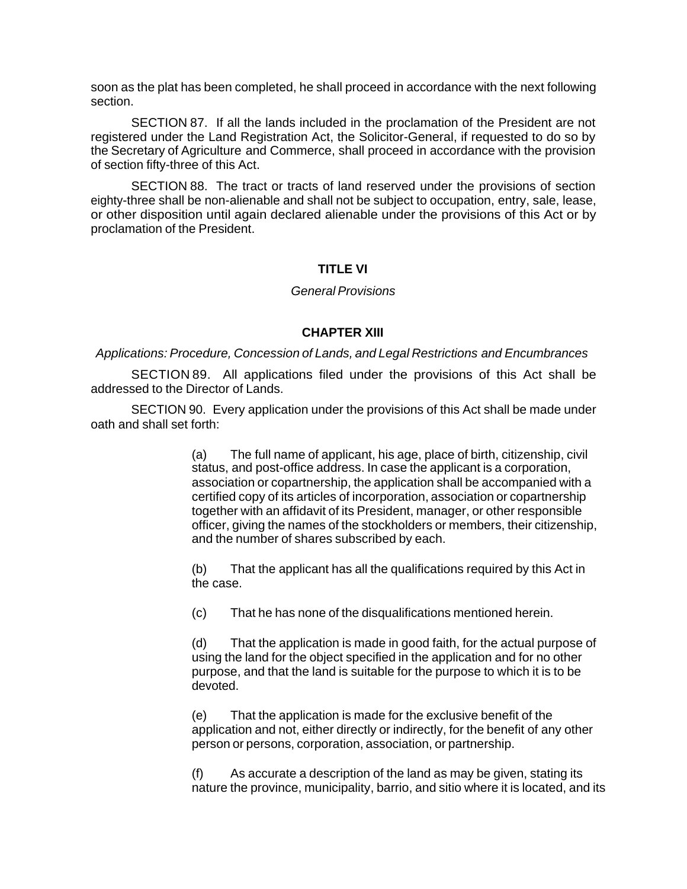soon as the plat has been completed, he shall proceed in accordance with the next following section.

SECTION 87. If all the lands included in the proclamation of the President are not registered under the Land Registration Act, the Solicitor-General, if requested to do so by the Secretary of Agriculture and Commerce, shall proceed in accordance with the provision of section fifty-three of this Act.

SECTION 88. The tract or tracts of land reserved under the provisions of section eighty-three shall be non-alienable and shall not be subject to occupation, entry, sale, lease, or other disposition until again declared alienable under the provisions of this Act or by proclamation of the President.

## TITLE VI

*General Provisions*

### CHAPTER XIII

*Applications: Procedure, Concession of Lands, and Legal Restrictions and Encumbrances*

SECTION 89. All applications filed under the provisions of this Act shall be addressed to the Director of Lands.

SECTION 90. Every application under the provisions of this Act shall be made under oath and shall set forth:

(a) The full name of applicant, his age, place of birth, citizenship, civil status, and post-office address. In case the applicant is a corporation, association or copartnership, the application shall be accompanied with a certified copy of its articles of incorporation, association or copartnership together with an affidavit of its President, manager, or other responsible officer, giving the names of the stockholders or members, their citizenship, and the number of shares subscribed by each.

(b) That the applicant has all the qualifications required by this Act in the case.

(c) That he has none of the disqualifications mentioned herein.

(d) That the application is made in good faith, for the actual purpose of using the land for the object specified in the application and for no other purpose, and that the land is suitable for the purpose to which it is to be devoted.

(e) That the application is made for the exclusive benefit of the application and not, either directly or indirectly, for the benefit of any other person or persons, corporation, association, or partnership.

(f) As accurate a description of the land as may be given, stating its nature the province, municipality, barrio, and sitio where it is located, and its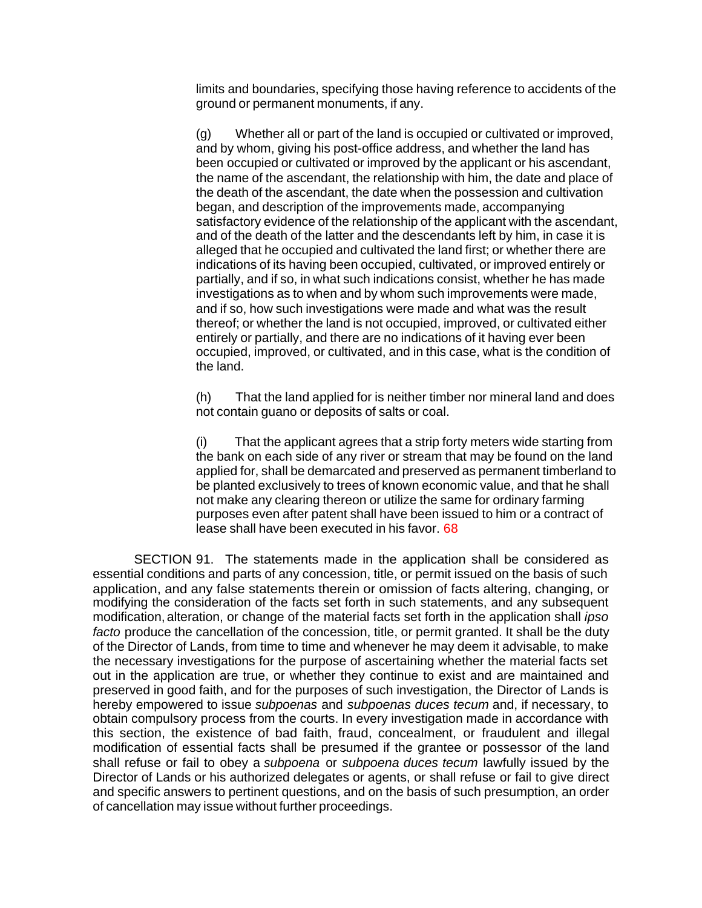limits and boundaries, specifying those having reference to accidents of the ground or permanent monuments, if any.

(g) Whether all or part of the land is occupied or cultivated or improved, and by whom, giving his post-office address, and whether the land has been occupied or cultivated or improved by the applicant or his ascendant, the name of the ascendant, the relationship with him, the date and place of the death of the ascendant, the date when the possession and cultivation began, and description of the improvements made, accompanying satisfactory evidence of the relationship of the applicant with the ascendant, and of the death of the latter and the descendants left by him, in case it is alleged that he occupied and cultivated the land first; or whether there are indications of its having been occupied, cultivated, or improved entirely or partially, and if so, in what such indications consist, whether he has made investigations as to when and by whom such improvements were made, and if so, how such investigations were made and what was the result thereof; or whether the land is not occupied, improved, or cultivated either entirely or partially, and there are no indications of it having ever been occupied, improved, or cultivated, and in this case, what is the condition of the land.

(h) That the land applied for is neither timber nor mineral land and does not contain guano or deposits of salts or coal.

(i) That the applicant agrees that a strip forty meters wide starting from the bank on each side of any river or stream that may be found on the land applied for, shall be demarcated and preserved as permanent timberland to be planted exclusively to trees of known economic value, and that he shall not make any clearing thereon or utilize the same for ordinary farming purposes even after patent shall have been issued to him or a contract of lease shall have been executed in his favor. [68]

SECTION 91. The statements made in the application shall be considered as essential conditions and parts of any concession, title, or permit issued on the basis of such application, and any false statements therein or omission of facts altering, changing, or modifying the consideration of the facts set forth in such statements, and any subsequent modification, alteration, or change of the material facts set forth in the application shall *ipso facto* produce the cancellation of the concession, title, or permit granted. It shall be the duty of the Director of Lands, from time to time and whenever he may deem it advisable, to make the necessary investigations for the purpose of ascertaining whether the material facts set out in the application are true, or whether they continue to exist and are maintained and preserved in good faith, and for the purposes of such investigation, the Director of Lands is hereby empowered to issue *subpoenas* and *subpoenas duces tecum* and, if necessary, to obtain compulsory process from the courts. In every investigation made in accordance with this section, the existence of bad faith, fraud, concealment, or fraudulent and illegal modification of essential facts shall be presumed if the grantee or possessor of the land shall refuse or fail to obey a *subpoena* or *subpoena duces tecum* lawfully issued by the Director of Lands or his authorized delegates or agents, or shall refuse or fail to give direct and specific answers to pertinent questions, and on the basis of such presumption, an order of cancellation may issue without further proceedings.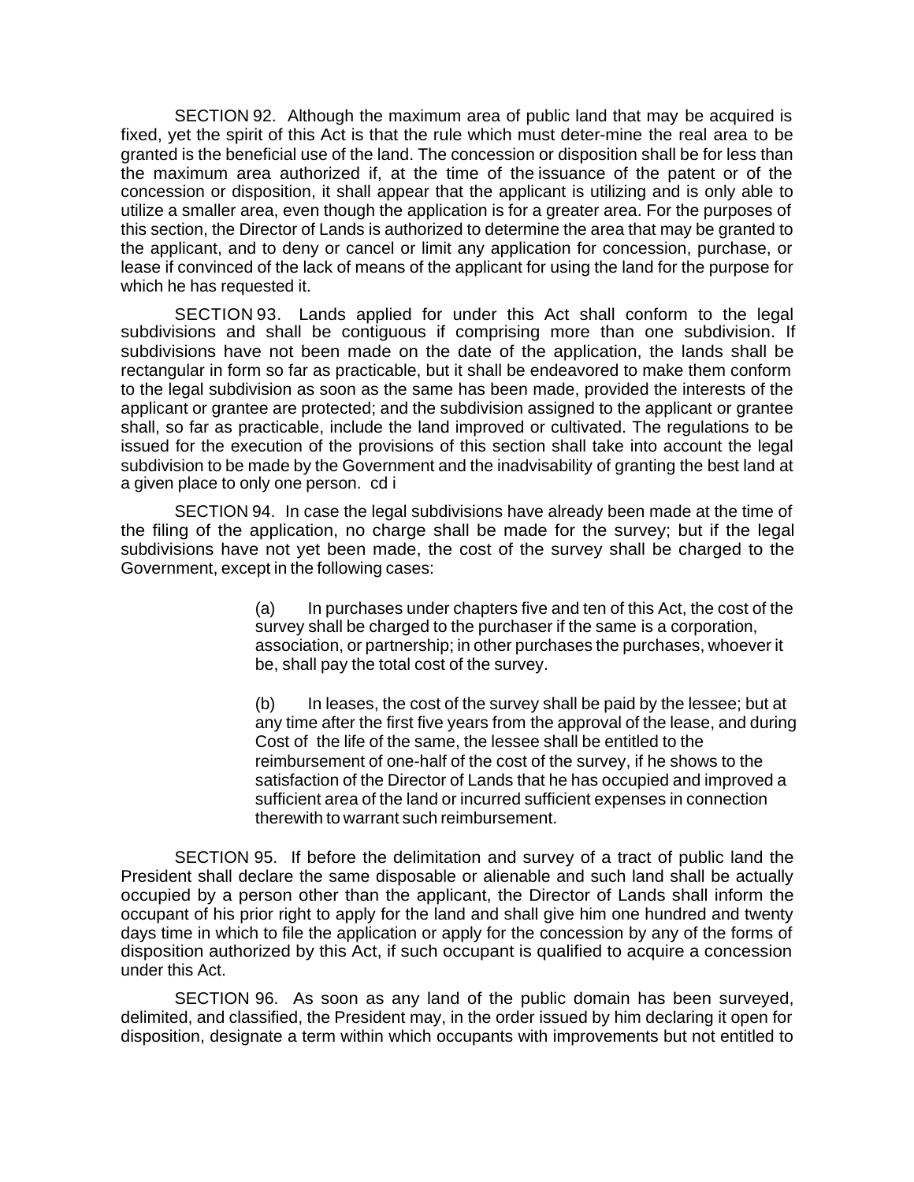SECTION 92. Although the maximum area of public land that may be acquired is fixed, yet the spirit of this Act is that the rule which must deter-mine the real area to be granted is the beneficial use of the land. The concession or disposition shall be for less than the maximum area authorized if, at the time of the issuance of the patent or of the concession or disposition, it shall appear that the applicant is utilizing and is only able to utilize a smaller area, even though the application is for a greater area. For the purposes of this section, the Director of Lands is authorized to determine the area that may be granted to the applicant, and to deny or cancel or limit any application for concession, purchase, or lease if convinced of the lack of means of the applicant for using the land for the purpose for which he has requested it.

SECTION 93. Lands applied for under this Act shall conform to the legal subdivisions and shall be contiguous if comprising more than one subdivision. If subdivisions have not been made on the date of the application, the lands shall be rectangular in form so far as practicable, but it shall be endeavored to make them conform to the legal subdivision as soon as the same has been made, provided the interests of the applicant or grantee are protected; and the subdivision assigned to the applicant or grantee shall, so far as practicable, include the land improved or cultivated. The regulations to be issued for the execution of the provisions of this section shall take into account the legal subdivision to be made by the Government and the inadvisability of granting the best land at a given place to only one person. cd i

SECTION 94. In case the legal subdivisions have already been made at the time of the filing of the application, no charge shall be made for the survey; but if the legal subdivisions have not yet been made, the cost of the survey shall be charged to the Government, except in the following cases:

(a) In purchases under chapters five and ten of this Act, the cost of the survey shall be charged to the purchaser if the same is a corporation, association, or partnership; in other purchases the purchases, whoever it be, shall pay the total cost of the survey.

(b) In leases, the cost of the survey shall be paid by the lessee; but at any time after the first five years from the approval of the lease, and during Cost of the life of the same, the lessee shall be entitled to the reimbursement of one-half of the cost of the survey, if he shows to the satisfaction of the Director of Lands that he has occupied and improved a sufficient area of the land or incurred sufficient expenses in connection therewith to warrant such reimbursement.

SECTION 95. If before the delimitation and survey of a tract of public land the President shall declare the same disposable or alienable and such land shall be actually occupied by a person other than the applicant, the Director of Lands shall inform the occupant of his prior right to apply for the land and shall give him one hundred and twenty days time in which to file the application or apply for the concession by any of the forms of disposition authorized by this Act, if such occupant is qualified to acquire a concession under this Act.

SECTION 96. As soon as any land of the public domain has been surveyed, delimited, and classified, the President may, in the order issued by him declaring it open for disposition, designate a term within which occupants with improvements but not entitled to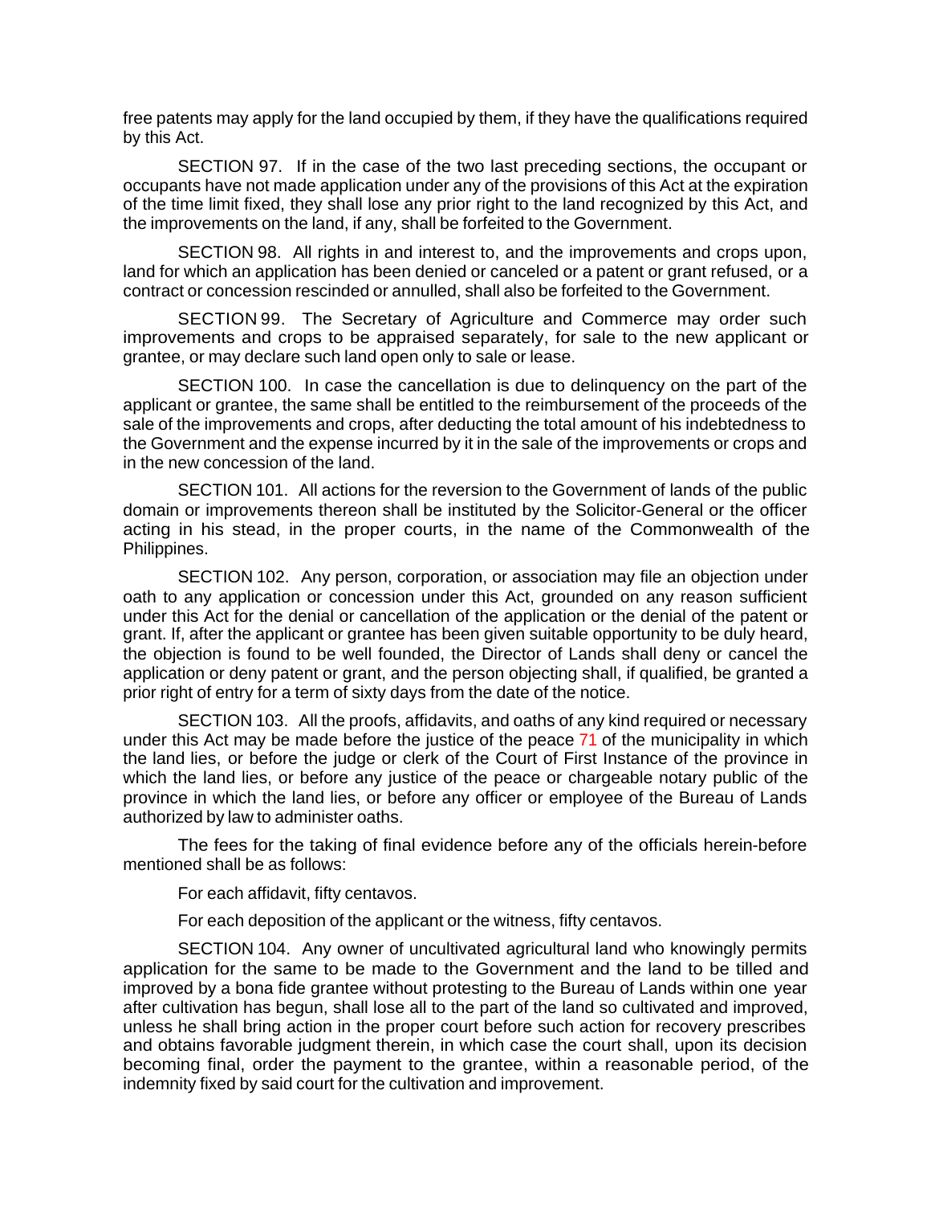free patents may apply for the land occupied by them, if they have the qualifications required by this Act.

SECTION 97. If in the case of the two last preceding sections, the occupant or occupants have not made application under any of the provisions of this Act at the expiration of the time limit fixed, they shall lose any prior right to the land recognized by this Act, and the improvements on the land, if any, shall be forfeited to the Government.

SECTION 98. All rights in and interest to, and the improvements and crops upon, land for which an application has been denied or canceled or a patent or grant refused, or a contract or concession rescinded or annulled, shall also be forfeited to the Government.

SECTION 99. The Secretary of Agriculture and Commerce may order such improvements and crops to be appraised separately, for sale to the new applicant or grantee, or may declare such land open only to sale or lease.

SECTION 100. In case the cancellation is due to delinquency on the part of the applicant or grantee, the same shall be entitled to the reimbursement of the proceeds of the sale of the improvements and crops, after deducting the total amount of his indebtedness to the Government and the expense incurred by it in the sale of the improvements or crops and in the new concession of the land.

SECTION 101. All actions for the reversion to the Government of lands of the public domain or improvements thereon shall be instituted by the Solicitor-General or the officer acting in his stead, in the proper courts, in the name of the Commonwealth of the Philippines.

SECTION 102. Any person, corporation, or association may file an objection under oath to any application or concession under this Act, grounded on any reason sufficient under this Act for the denial or cancellation of the application or the denial of the patent or grant. If, after the applicant or grantee has been given suitable opportunity to be duly heard, the objection is found to be well founded, the Director of Lands shall deny or cancel the application or deny patent or grant, and the person objecting shall, if qualified, be granted a prior right of entry for a term of sixty days from the date of the notice.

SECTION 103. All the proofs, affidavits, and oaths of any kind required or necessary under this Act may be made before the justice of the peace 71 of the municipality in which the land lies, or before the judge or clerk of the Court of First Instance of the province in which the land lies, or before any justice of the peace or chargeable notary public of the province in which the land lies, or before any officer or employee of the Bureau of Lands authorized by law to administer oaths.

The fees for the taking of final evidence before any of the officials herein-before mentioned shall be as follows:

For each affidavit, fifty centavos.

For each deposition of the applicant or the witness, fifty centavos.

SECTION 104. Any owner of uncultivated agricultural land who knowingly permits application for the same to be made to the Government and the land to be tilled and improved by a bona fide grantee without protesting to the Bureau of Lands within one year after cultivation has begun, shall lose all to the part of the land so cultivated and improved, unless he shall bring action in the proper court before such action for recovery prescribes and obtains favorable judgment therein, in which case the court shall, upon its decision becoming final, order the payment to the grantee, within a reasonable period, of the indemnity fixed by said court for the cultivation and improvement.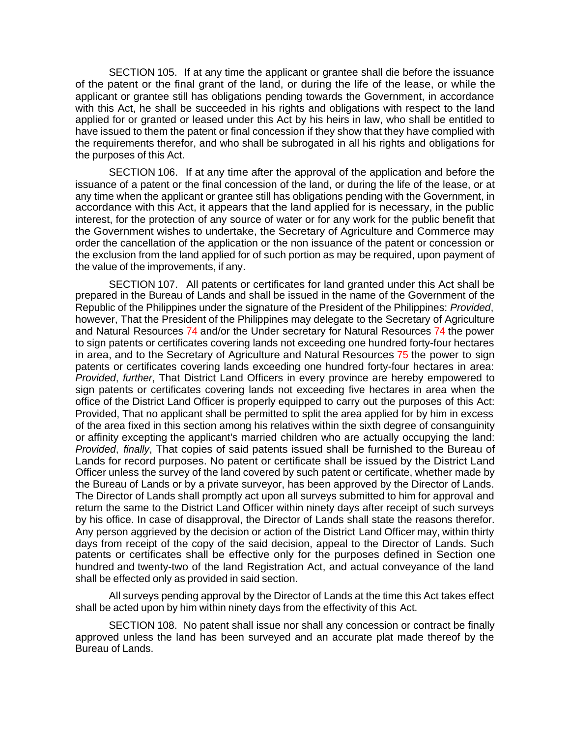SECTION 105. If at any time the applicant or grantee shall die before the issuance of the patent or the final grant of the land, or during the life of the lease, or while the applicant or grantee still has obligations pending towards the Government, in accordance with this Act, he shall be succeeded in his rights and obligations with respect to the land applied for or granted or leased under this Act by his heirs in law, who shall be entitled to have issued to them the patent or final concession if they show that they have complied with the requirements therefor, and who shall be subrogated in all his rights and obligations for the purposes of this Act.

SECTION 106. If at any time after the approval of the application and before the issuance of a patent or the final concession of the land, or during the life of the lease, or at any time when the applicant or grantee still has obligations pending with the Government, in accordance with this Act, it appears that the land applied for is necessary, in the public interest, for the protection of any source of water or for any work for the public benefit that the Government wishes to undertake, the Secretary of Agriculture and Commerce may order the cancellation of the application or the non issuance of the patent or concession or the exclusion from the land applied for of such portion as may be required, upon payment of the value of the improvements, if any.

SECTION 107. All patents or certificates for land granted under this Act shall be prepared in the Bureau of Lands and shall be issued in the name of the Government of the Republic of the Philippines under the signature of the President of the Philippines: *Provided*, however, That the President of the Philippines may delegate to the Secretary of Agriculture and Natural Resources [74] and/or the Under secretary for Natural Resources [74] the power to sign patents or certificates covering lands not exceeding one hundred forty-four hectares in area, and to the Secretary of Agriculture and Natural Resources [75] the power to sign patents or certificates covering lands exceeding one hundred forty-four hectares in area: *Provided*, *further*, That District Land Officers in every province are hereby empowered to sign patents or certificates covering lands not exceeding five hectares in area when the office of the District Land Officer is properly equipped to carry out the purposes of this Act: Provided, That no applicant shall be permitted to split the area applied for by him in excess of the area fixed in this section among his relatives within the sixth degree of consanguinity or affinity excepting the applicant's married children who are actually occupying the land: *Provided*, *finally*, That copies of said patents issued shall be furnished to the Bureau of Lands for record purposes. No patent or certificate shall be issued by the District Land Officer unless the survey of the land covered by such patent or certificate, whether made by the Bureau of Lands or by a private surveyor, has been approved by the Director of Lands. The Director of Lands shall promptly act upon all surveys submitted to him for approval and return the same to the District Land Officer within ninety days after receipt of such surveys by his office. In case of disapproval, the Director of Lands shall state the reasons therefor. Any person aggrieved by the decision or action of the District Land Officer may, within thirty days from receipt of the copy of the said decision, appeal to the Director of Lands. Such patents or certificates shall be effective only for the purposes defined in Section one hundred and twenty-two of the land Registration Act, and actual conveyance of the land shall be effected only as provided in said section.

All surveys pending approval by the Director of Lands at the time this Act takes effect shall be acted upon by him within ninety days from the effectivity of this Act.

SECTION 108. No patent shall issue nor shall any concession or contract be finally approved unless the land has been surveyed and an accurate plat made thereof by the Bureau of Lands.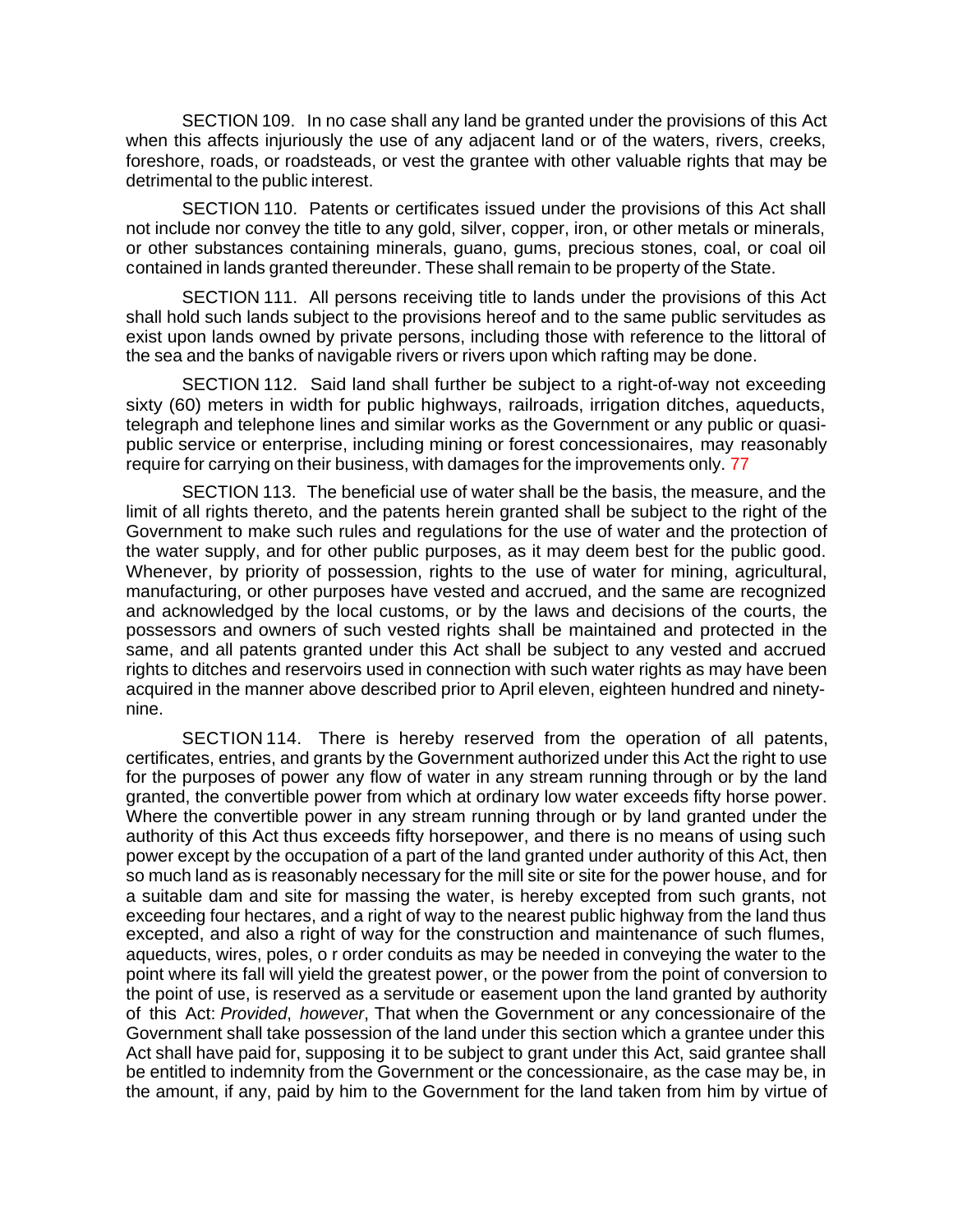SECTION 109. In no case shall any land be granted under the provisions of this Act when this affects injuriously the use of any adjacent land or of the waters, rivers, creeks, foreshore, roads, or roadsteads, or vest the grantee with other valuable rights that may be detrimental to the public interest.

SECTION 110. Patents or certificates issued under the provisions of this Act shall not include nor convey the title to any gold, silver, copper, iron, or other metals or minerals, or other substances containing minerals, guano, gums, precious stones, coal, or coal oil contained in lands granted thereunder. These shall remain to be property of the State.

SECTION 111. All persons receiving title to lands under the provisions of this Act shall hold such lands subject to the provisions hereof and to the same public servitudes as exist upon lands owned by private persons, including those with reference to the littoral of the sea and the banks of navigable rivers or rivers upon which rafting may be done.

SECTION 112. Said land shall further be subject to a right-of-way not exceeding sixty (60) meters in width for public highways, railroads, irrigation ditches, aqueducts, telegraph and telephone lines and similar works as the Government or any public or quasi-public service or enterprise, including mining or forest concessionaires, may reasonably require for carrying on their business, with damages for the improvements only. [77]

SECTION 113. The beneficial use of water shall be the basis, the measure, and the limit of all rights thereto, and the patents herein granted shall be subject to the right of the Government to make such rules and regulations for the use of water and the protection of the water supply, and for other public purposes, as it may deem best for the public good. Whenever, by priority of possession, rights to the use of water for mining, agricultural, manufacturing, or other purposes have vested and accrued, and the same are recognized and acknowledged by the local customs, or by the laws and decisions of the courts, the possessors and owners of such vested rights shall be maintained and protected in the same, and all patents granted under this Act shall be subject to any vested and accrued rights to ditches and reservoirs used in connection with such water rights as may have been acquired in the manner above described prior to April eleven, eighteen hundred and ninety-nine.

SECTION 114. There is hereby reserved from the operation of all patents, certificates, entries, and grants by the Government authorized under this Act the right to use for the purposes of power any flow of water in any stream running through or by the land granted, the convertible power from which at ordinary low water exceeds fifty horse power. Where the convertible power in any stream running through or by land granted under the authority of this Act thus exceeds fifty horsepower, and there is no means of using such power except by the occupation of a part of the land granted under authority of this Act, then so much land as is reasonably necessary for the mill site or site for the power house, and for a suitable dam and site for massing the water, is hereby excepted from such grants, not exceeding four hectares, and a right of way to the nearest public highway from the land thus excepted, and also a right of way for the construction and maintenance of such flumes, aqueducts, wires, poles, o r order conduits as may be needed in conveying the water to the point where its fall will yield the greatest power, or the power from the point of conversion to the point of use, is reserved as a servitude or easement upon the land granted by authority of this Act: *Provided*, *however*, That when the Government or any concessionaire of the Government shall take possession of the land under this section which a grantee under this Act shall have paid for, supposing it to be subject to grant under this Act, said grantee shall be entitled to indemnity from the Government or the concessionaire, as the case may be, in the amount, if any, paid by him to the Government for the land taken from him by virtue of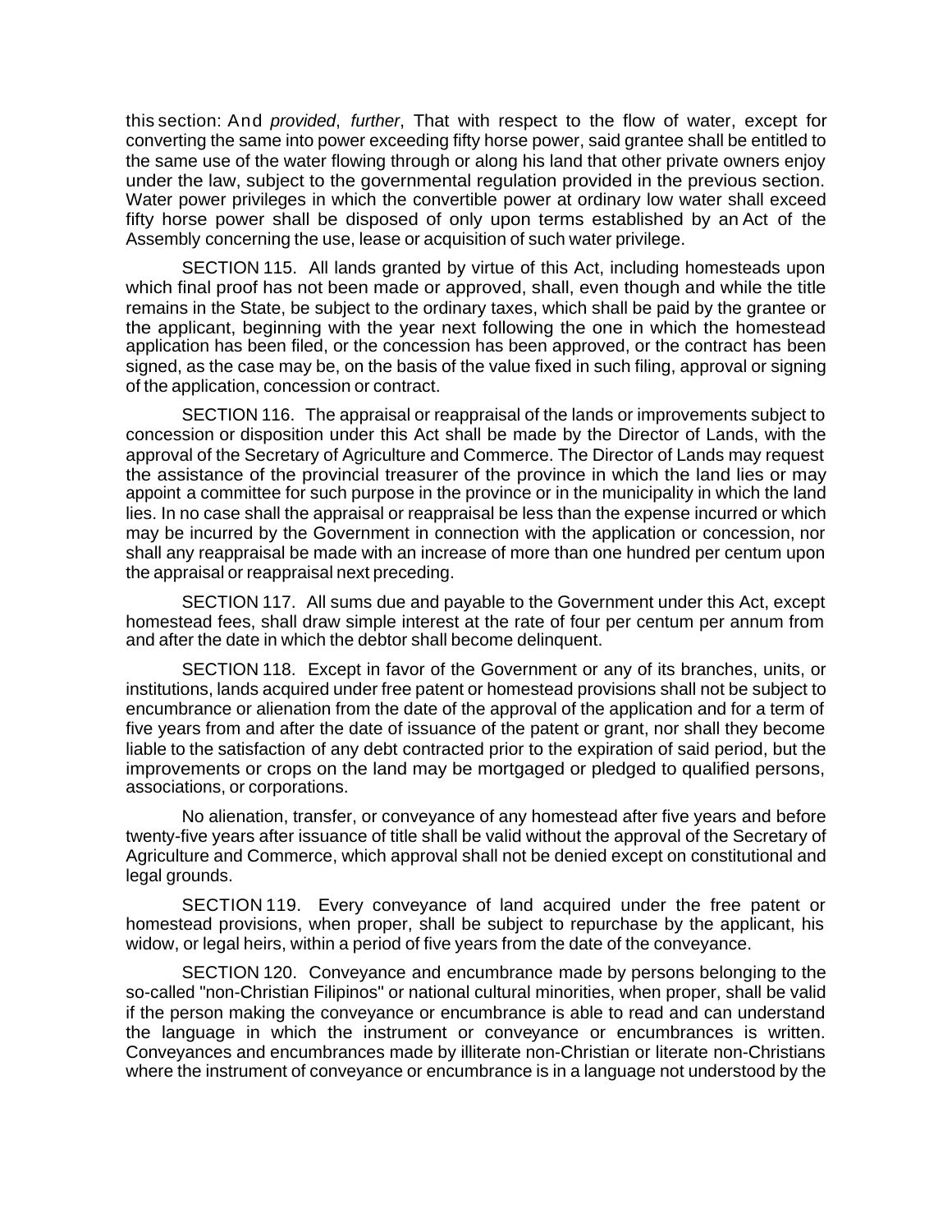this section: And *provided*, *further*, That with respect to the flow of water, except for converting the same into power exceeding fifty horse power, said grantee shall be entitled to the same use of the water flowing through or along his land that other private owners enjoy under the law, subject to the governmental regulation provided in the previous section. Water power privileges in which the convertible power at ordinary low water shall exceed fifty horse power shall be disposed of only upon terms established by an Act of the Assembly concerning the use, lease or acquisition of such water privilege.

SECTION 115. All lands granted by virtue of this Act, including homesteads upon which final proof has not been made or approved, shall, even though and while the title remains in the State, be subject to the ordinary taxes, which shall be paid by the grantee or the applicant, beginning with the year next following the one in which the homestead application has been filed, or the concession has been approved, or the contract has been signed, as the case may be, on the basis of the value fixed in such filing, approval or signing of the application, concession or contract.

SECTION 116. The appraisal or reappraisal of the lands or improvements subject to concession or disposition under this Act shall be made by the Director of Lands, with the approval of the Secretary of Agriculture and Commerce. The Director of Lands may request the assistance of the provincial treasurer of the province in which the land lies or may appoint a committee for such purpose in the province or in the municipality in which the land lies. In no case shall the appraisal or reappraisal be less than the expense incurred or which may be incurred by the Government in connection with the application or concession, nor shall any reappraisal be made with an increase of more than one hundred per centum upon the appraisal or reappraisal next preceding.

SECTION 117. All sums due and payable to the Government under this Act, except homestead fees, shall draw simple interest at the rate of four per centum per annum from and after the date in which the debtor shall become delinquent.

SECTION 118. Except in favor of the Government or any of its branches, units, or institutions, lands acquired under free patent or homestead provisions shall not be subject to encumbrance or alienation from the date of the approval of the application and for a term of five years from and after the date of issuance of the patent or grant, nor shall they become liable to the satisfaction of any debt contracted prior to the expiration of said period, but the improvements or crops on the land may be mortgaged or pledged to qualified persons, associations, or corporations.

No alienation, transfer, or conveyance of any homestead after five years and before twenty-five years after issuance of title shall be valid without the approval of the Secretary of Agriculture and Commerce, which approval shall not be denied except on constitutional and legal grounds.

SECTION 119. Every conveyance of land acquired under the free patent or homestead provisions, when proper, shall be subject to repurchase by the applicant, his widow, or legal heirs, within a period of five years from the date of the conveyance.

SECTION 120. Conveyance and encumbrance made by persons belonging to the so-called "non-Christian Filipinos" or national cultural minorities, when proper, shall be valid if the person making the conveyance or encumbrance is able to read and can understand the language in which the instrument or conveyance or encumbrances is written. Conveyances and encumbrances made by illiterate non-Christian or literate non-Christians where the instrument of conveyance or encumbrance is in a language not understood by the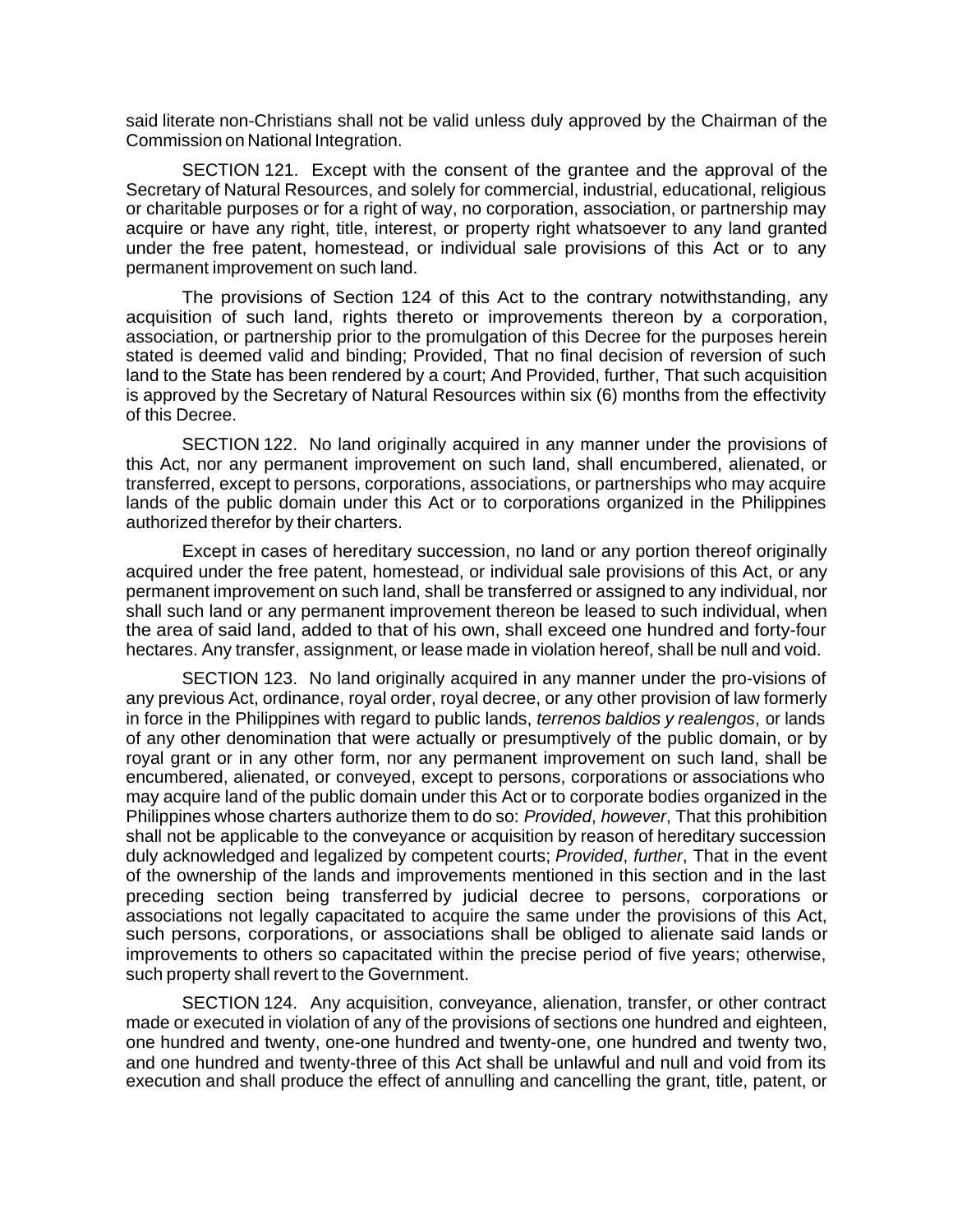said literate non-Christians shall not be valid unless duly approved by the Chairman of the Commission on National Integration.

SECTION 121. Except with the consent of the grantee and the approval of the Secretary of Natural Resources, and solely for commercial, industrial, educational, religious or charitable purposes or for a right of way, no corporation, association, or partnership may acquire or have any right, title, interest, or property right whatsoever to any land granted under the free patent, homestead, or individual sale provisions of this Act or to any permanent improvement on such land.

The provisions of Section 124 of this Act to the contrary notwithstanding, any acquisition of such land, rights thereto or improvements thereon by a corporation, association, or partnership prior to the promulgation of this Decree for the purposes herein stated is deemed valid and binding; Provided, That no final decision of reversion of such land to the State has been rendered by a court; And Provided, further, That such acquisition is approved by the Secretary of Natural Resources within six (6) months from the effectivity of this Decree.

SECTION 122. No land originally acquired in any manner under the provisions of this Act, nor any permanent improvement on such land, shall encumbered, alienated, or transferred, except to persons, corporations, associations, or partnerships who may acquire lands of the public domain under this Act or to corporations organized in the Philippines authorized therefor by their charters.

Except in cases of hereditary succession, no land or any portion thereof originally acquired under the free patent, homestead, or individual sale provisions of this Act, or any permanent improvement on such land, shall be transferred or assigned to any individual, nor shall such land or any permanent improvement thereon be leased to such individual, when the area of said land, added to that of his own, shall exceed one hundred and forty-four hectares. Any transfer, assignment, or lease made in violation hereof, shall be null and void.

SECTION 123. No land originally acquired in any manner under the pro-visions of any previous Act, ordinance, royal order, royal decree, or any other provision of law formerly in force in the Philippines with regard to public lands, *terrenos baldios y realengos*, or lands of any other denomination that were actually or presumptively of the public domain, or by royal grant or in any other form, nor any permanent improvement on such land, shall be encumbered, alienated, or conveyed, except to persons, corporations or associations who may acquire land of the public domain under this Act or to corporate bodies organized in the Philippines whose charters authorize them to do so: *Provided*, *however*, That this prohibition shall not be applicable to the conveyance or acquisition by reason of hereditary succession duly acknowledged and legalized by competent courts; *Provided*, *further*, That in the event of the ownership of the lands and improvements mentioned in this section and in the last preceding section being transferred by judicial decree to persons, corporations or associations not legally capacitated to acquire the same under the provisions of this Act, such persons, corporations, or associations shall be obliged to alienate said lands or improvements to others so capacitated within the precise period of five years; otherwise, such property shall revert to the Government.

SECTION 124. Any acquisition, conveyance, alienation, transfer, or other contract made or executed in violation of any of the provisions of sections one hundred and eighteen, one hundred and twenty, one-one hundred and twenty-one, one hundred and twenty two, and one hundred and twenty-three of this Act shall be unlawful and null and void from its execution and shall produce the effect of annulling and cancelling the grant, title, patent, or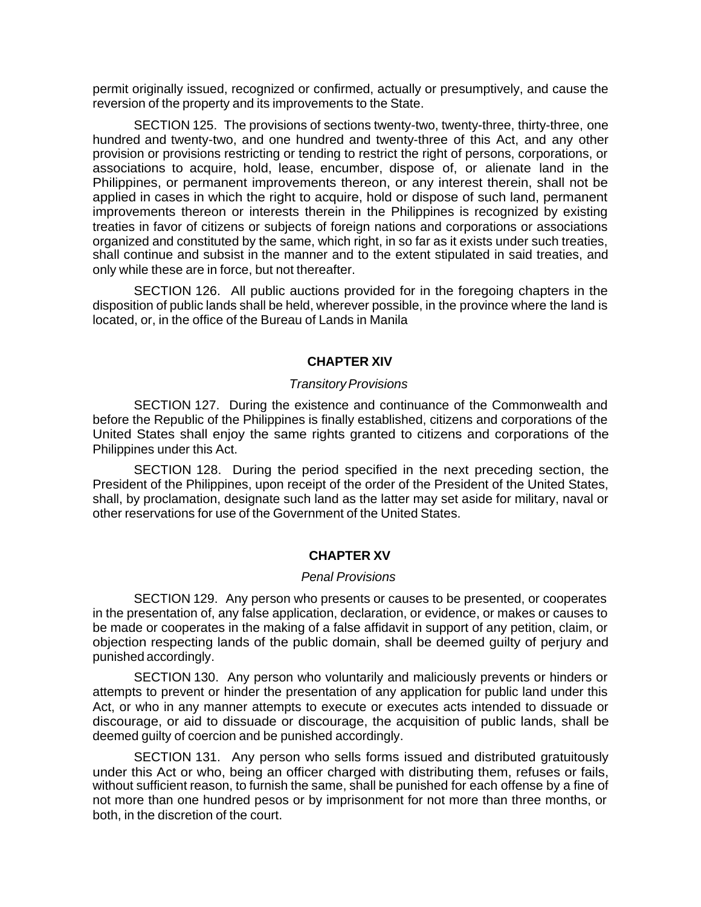permit originally issued, recognized or confirmed, actually or presumptively, and cause the reversion of the property and its improvements to the State.

SECTION 125. The provisions of sections twenty-two, twenty-three, thirty-three, one hundred and twenty-two, and one hundred and twenty-three of this Act, and any other provision or provisions restricting or tending to restrict the right of persons, corporations, or associations to acquire, hold, lease, encumber, dispose of, or alienate land in the Philippines, or permanent improvements thereon, or any interest therein, shall not be applied in cases in which the right to acquire, hold or dispose of such land, permanent improvements thereon or interests therein in the Philippines is recognized by existing treaties in favor of citizens or subjects of foreign nations and corporations or associations organized and constituted by the same, which right, in so far as it exists under such treaties, shall continue and subsist in the manner and to the extent stipulated in said treaties, and only while these are in force, but not thereafter.

SECTION 126. All public auctions provided for in the foregoing chapters in the disposition of public lands shall be held, wherever possible, in the province where the land is located, or, in the office of the Bureau of Lands in Manila

## CHAPTER XIV

*Transitory Provisions*

SECTION 127. During the existence and continuance of the Commonwealth and before the Republic of the Philippines is finally established, citizens and corporations of the United States shall enjoy the same rights granted to citizens and corporations of the Philippines under this Act.

SECTION 128. During the period specified in the next preceding section, the President of the Philippines, upon receipt of the order of the President of the United States, shall, by proclamation, designate such land as the latter may set aside for military, naval or other reservations for use of the Government of the United States.

## CHAPTER XV

*Penal Provisions*

SECTION 129. Any person who presents or causes to be presented, or cooperates in the presentation of, any false application, declaration, or evidence, or makes or causes to be made or cooperates in the making of a false affidavit in support of any petition, claim, or objection respecting lands of the public domain, shall be deemed guilty of perjury and punished accordingly.

SECTION 130. Any person who voluntarily and maliciously prevents or hinders or attempts to prevent or hinder the presentation of any application for public land under this Act, or who in any manner attempts to execute or executes acts intended to dissuade or discourage, or aid to dissuade or discourage, the acquisition of public lands, shall be deemed guilty of coercion and be punished accordingly.

SECTION 131. Any person who sells forms issued and distributed gratuitously under this Act or who, being an officer charged with distributing them, refuses or fails, without sufficient reason, to furnish the same, shall be punished for each offense by a fine of not more than one hundred pesos or by imprisonment for not more than three months, or both, in the discretion of the court.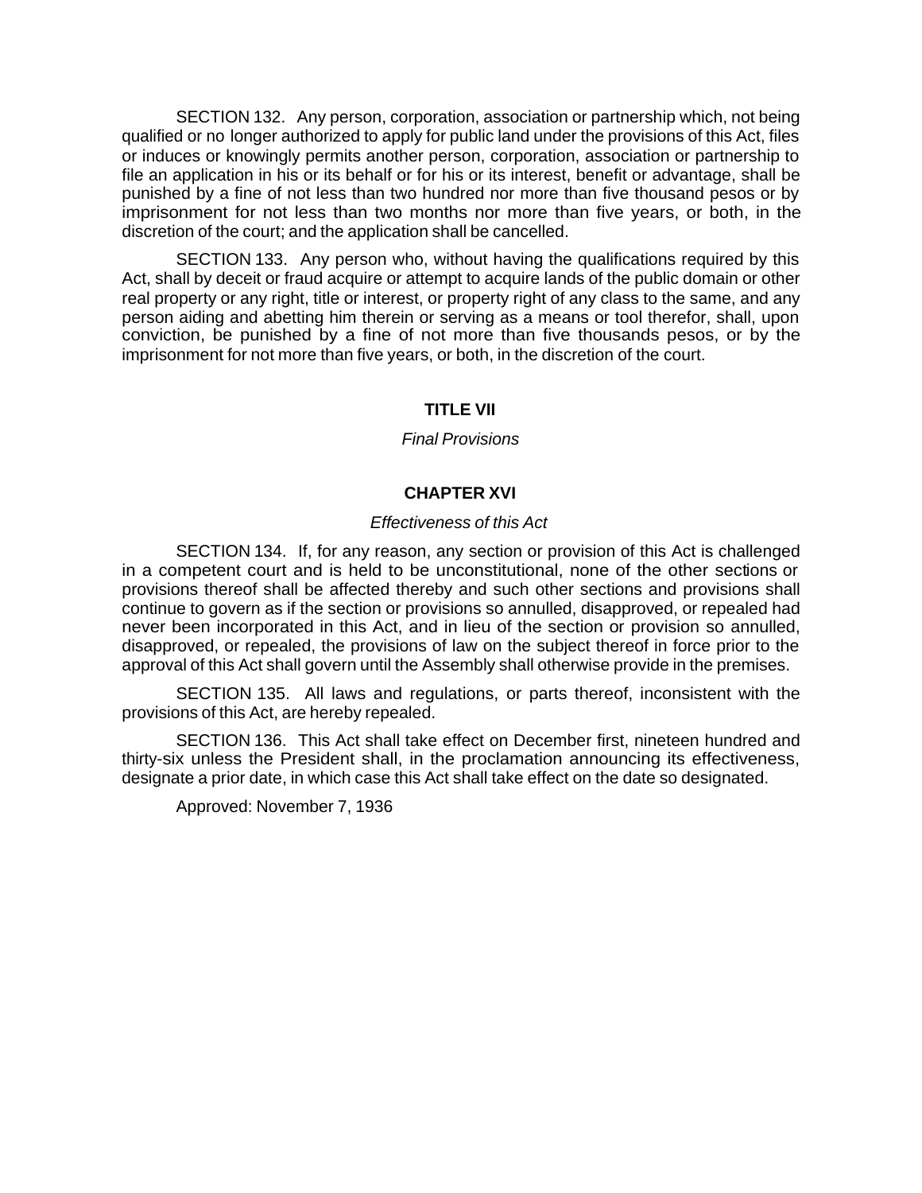SECTION 132. Any person, corporation, association or partnership which, not being qualified or no longer authorized to apply for public land under the provisions of this Act, files or induces or knowingly permits another person, corporation, association or partnership to file an application in his or its behalf or for his or its interest, benefit or advantage, shall be punished by a fine of not less than two hundred nor more than five thousand pesos or by imprisonment for not less than two months nor more than five years, or both, in the discretion of the court; and the application shall be cancelled.

SECTION 133. Any person who, without having the qualifications required by this Act, shall by deceit or fraud acquire or attempt to acquire lands of the public domain or other real property or any right, title or interest, or property right of any class to the same, and any person aiding and abetting him therein or serving as a means or tool therefor, shall, upon conviction, be punished by a fine of not more than five thousands pesos, or by the imprisonment for not more than five years, or both, in the discretion of the court.

## TITLE VII

*Final Provisions*

### CHAPTER XVI

*Effectiveness of this Act*

SECTION 134. If, for any reason, any section or provision of this Act is challenged in a competent court and is held to be unconstitutional, none of the other sections or provisions thereof shall be affected thereby and such other sections and provisions shall continue to govern as if the section or provisions so annulled, disapproved, or repealed had never been incorporated in this Act, and in lieu of the section or provision so annulled, disapproved, or repealed, the provisions of law on the subject thereof in force prior to the approval of this Act shall govern until the Assembly shall otherwise provide in the premises.

SECTION 135. All laws and regulations, or parts thereof, inconsistent with the provisions of this Act, are hereby repealed.

SECTION 136. This Act shall take effect on December first, nineteen hundred and thirty-six unless the President shall, in the proclamation announcing its effectiveness, designate a prior date, in which case this Act shall take effect on the date so designated.

Approved: November 7, 1936